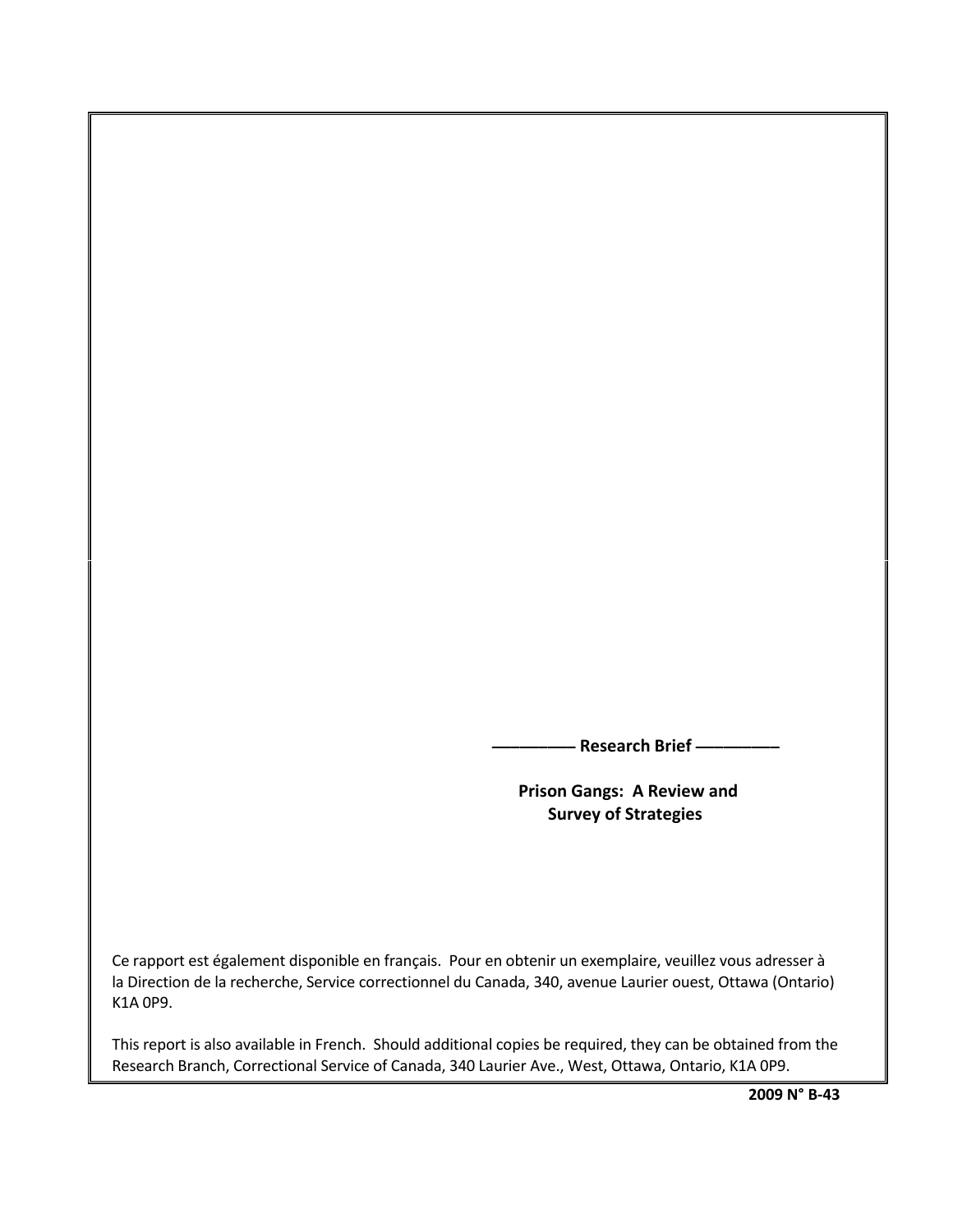——————— Research Brief ———————

**Prison Gangs: A Review and Survey of Strategies**

Ce rapport est également disponible en français. Pour en obtenir un exemplaire, veuillez vous adresser à la Direction de la recherche, Service correctionnel du Canada, 340, avenue Laurier ouest, Ottawa (Ontario) K1A 0P9.

This report is also available in French. Should additional copies be required, they can be obtained from the Research Branch, Correctional Service of Canada, 340 Laurier Ave., West, Ottawa, Ontario, K1A 0P9.

**2009 N° B-43**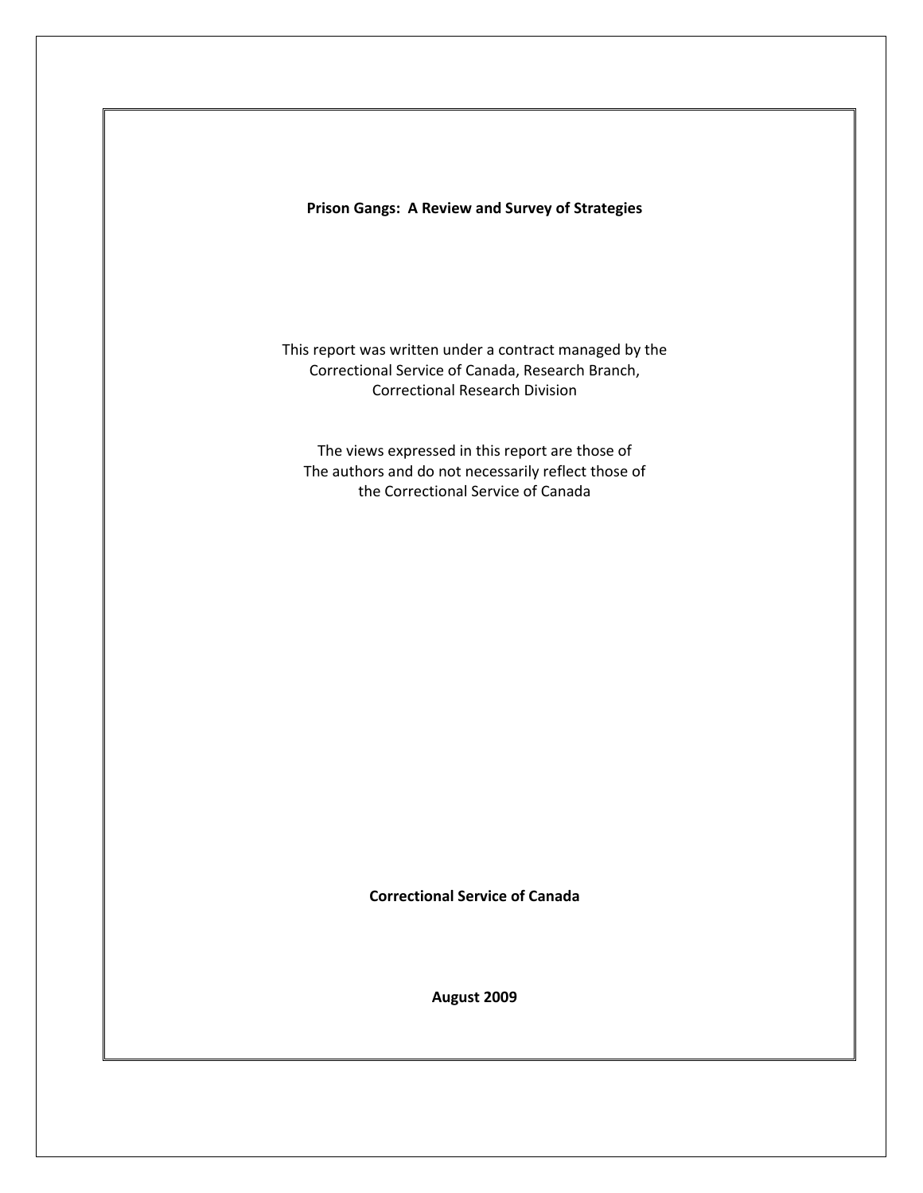**Prison Gangs: A Review and Survey of Strategies**

This report was written under a contract managed by the Correctional Service of Canada, Research Branch, Correctional Research Division

The views expressed in this report are those of The authors and do not necessarily reflect those of the Correctional Service of Canada

**Correctional Service of Canada**

**August 2009**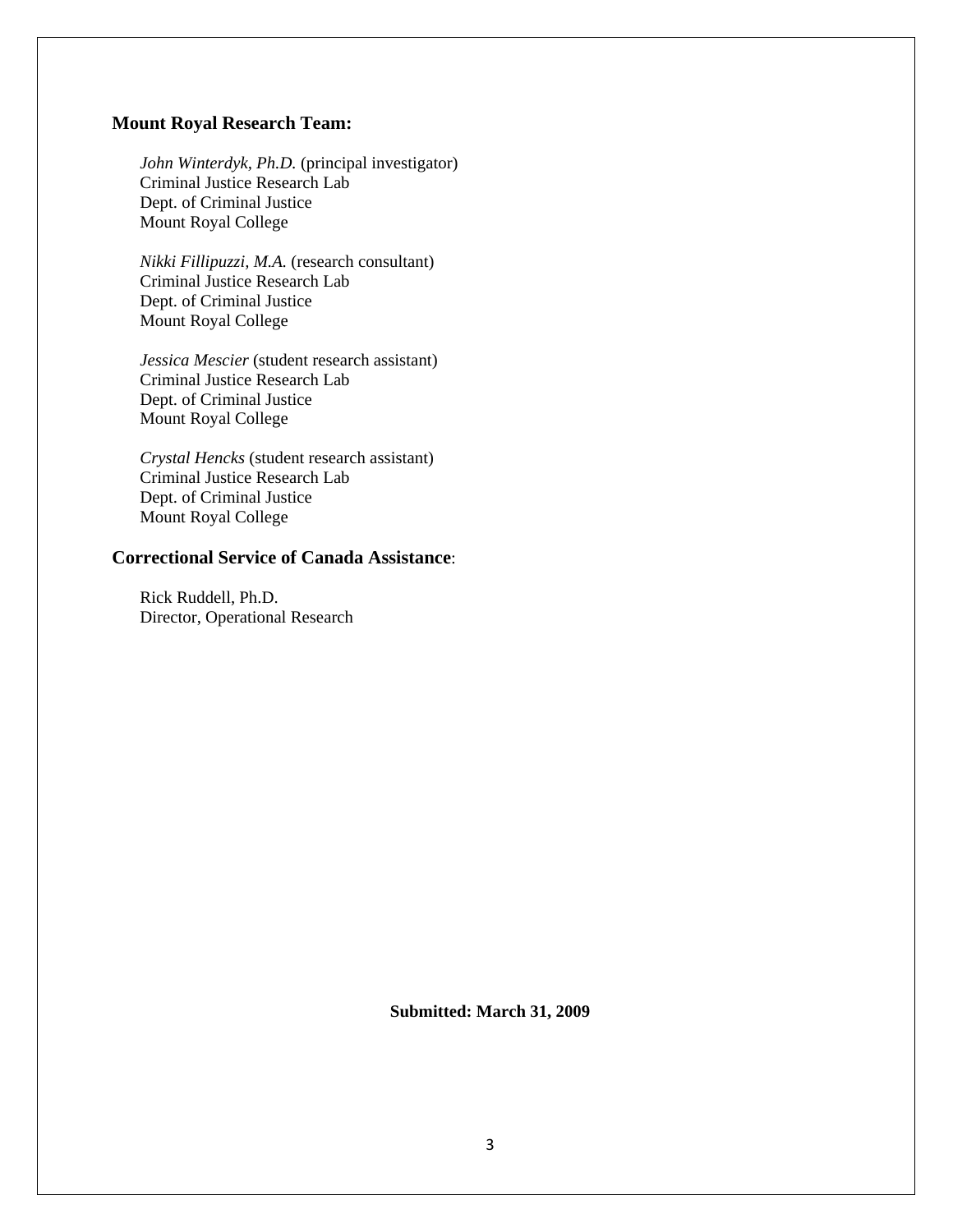**Mount Royal Research Team:**

*John Winterdyk, Ph.D.* (principal investigator)
Criminal Justice Research Lab
Dept. of Criminal Justice
Mount Royal College

*Nikki Fillipuzzi, M.A.* (research consultant)
Criminal Justice Research Lab
Dept. of Criminal Justice
Mount Royal College

*Jessica Mescier* (student research assistant)
Criminal Justice Research Lab
Dept. of Criminal Justice
Mount Royal College

*Crystal Hencks* (student research assistant)
Criminal Justice Research Lab
Dept. of Criminal Justice
Mount Royal College

**Correctional Service of Canada Assistance**:

Rick Ruddell, Ph.D.
Director, Operational Research

**Submitted: March 31, 2009**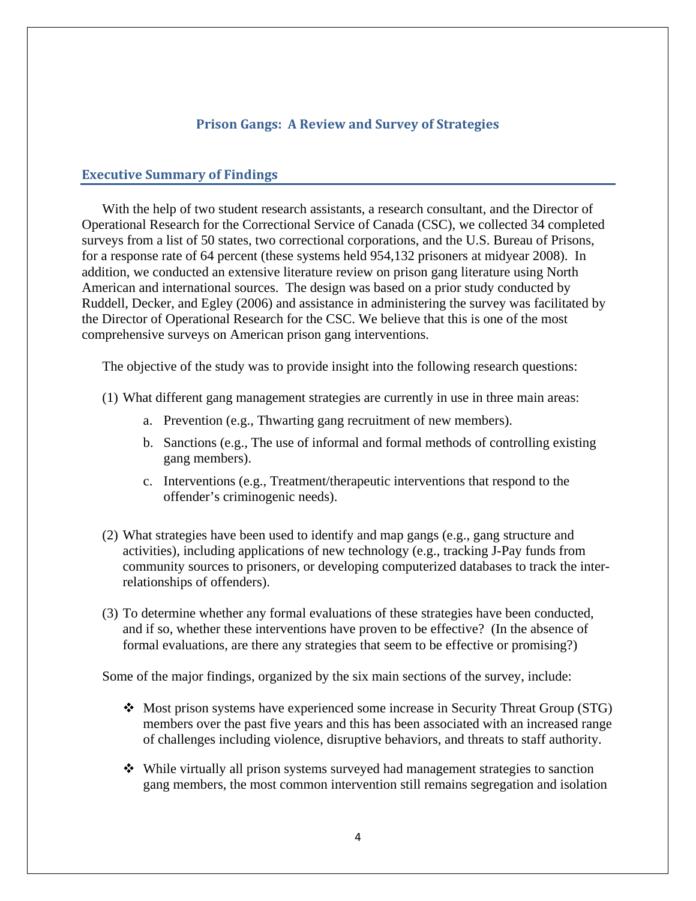# Prison Gangs: A Review and Survey of Strategies

## Executive Summary of Findings

With the help of two student research assistants, a research consultant, and the Director of Operational Research for the Correctional Service of Canada (CSC), we collected 34 completed surveys from a list of 50 states, two correctional corporations, and the U.S. Bureau of Prisons, for a response rate of 64 percent (these systems held 954,132 prisoners at midyear 2008). In addition, we conducted an extensive literature review on prison gang literature using North American and international sources. The design was based on a prior study conducted by Ruddell, Decker, and Egley (2006) and assistance in administering the survey was facilitated by the Director of Operational Research for the CSC. We believe that this is one of the most comprehensive surveys on American prison gang interventions.

The objective of the study was to provide insight into the following research questions:

(1) What different gang management strategies are currently in use in three main areas:

   a. Prevention (e.g., Thwarting gang recruitment of new members).

   b. Sanctions (e.g., The use of informal and formal methods of controlling existing gang members).

   c. Interventions (e.g., Treatment/therapeutic interventions that respond to the offender's criminogenic needs).

(2) What strategies have been used to identify and map gangs (e.g., gang structure and activities), including applications of new technology (e.g., tracking J-Pay funds from community sources to prisoners, or developing computerized databases to track the inter-relationships of offenders).

(3) To determine whether any formal evaluations of these strategies have been conducted, and if so, whether these interventions have proven to be effective? (In the absence of formal evaluations, are there any strategies that seem to be effective or promising?)

Some of the major findings, organized by the six main sections of the survey, include:

- Most prison systems have experienced some increase in Security Threat Group (STG) members over the past five years and this has been associated with an increased range of challenges including violence, disruptive behaviors, and threats to staff authority.

- While virtually all prison systems surveyed had management strategies to sanction gang members, the most common intervention still remains segregation and isolation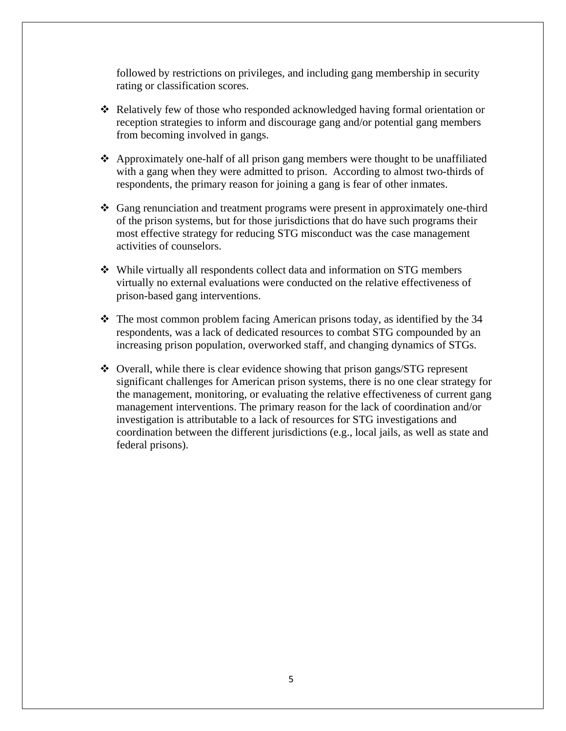followed by restrictions on privileges, and including gang membership in security rating or classification scores.

- Relatively few of those who responded acknowledged having formal orientation or reception strategies to inform and discourage gang and/or potential gang members from becoming involved in gangs.

- Approximately one-half of all prison gang members were thought to be unaffiliated with a gang when they were admitted to prison. According to almost two-thirds of respondents, the primary reason for joining a gang is fear of other inmates.

- Gang renunciation and treatment programs were present in approximately one-third of the prison systems, but for those jurisdictions that do have such programs their most effective strategy for reducing STG misconduct was the case management activities of counselors.

- While virtually all respondents collect data and information on STG members virtually no external evaluations were conducted on the relative effectiveness of prison-based gang interventions.

- The most common problem facing American prisons today, as identified by the 34 respondents, was a lack of dedicated resources to combat STG compounded by an increasing prison population, overworked staff, and changing dynamics of STGs.

- Overall, while there is clear evidence showing that prison gangs/STG represent significant challenges for American prison systems, there is no one clear strategy for the management, monitoring, or evaluating the relative effectiveness of current gang management interventions. The primary reason for the lack of coordination and/or investigation is attributable to a lack of resources for STG investigations and coordination between the different jurisdictions (e.g., local jails, as well as state and federal prisons).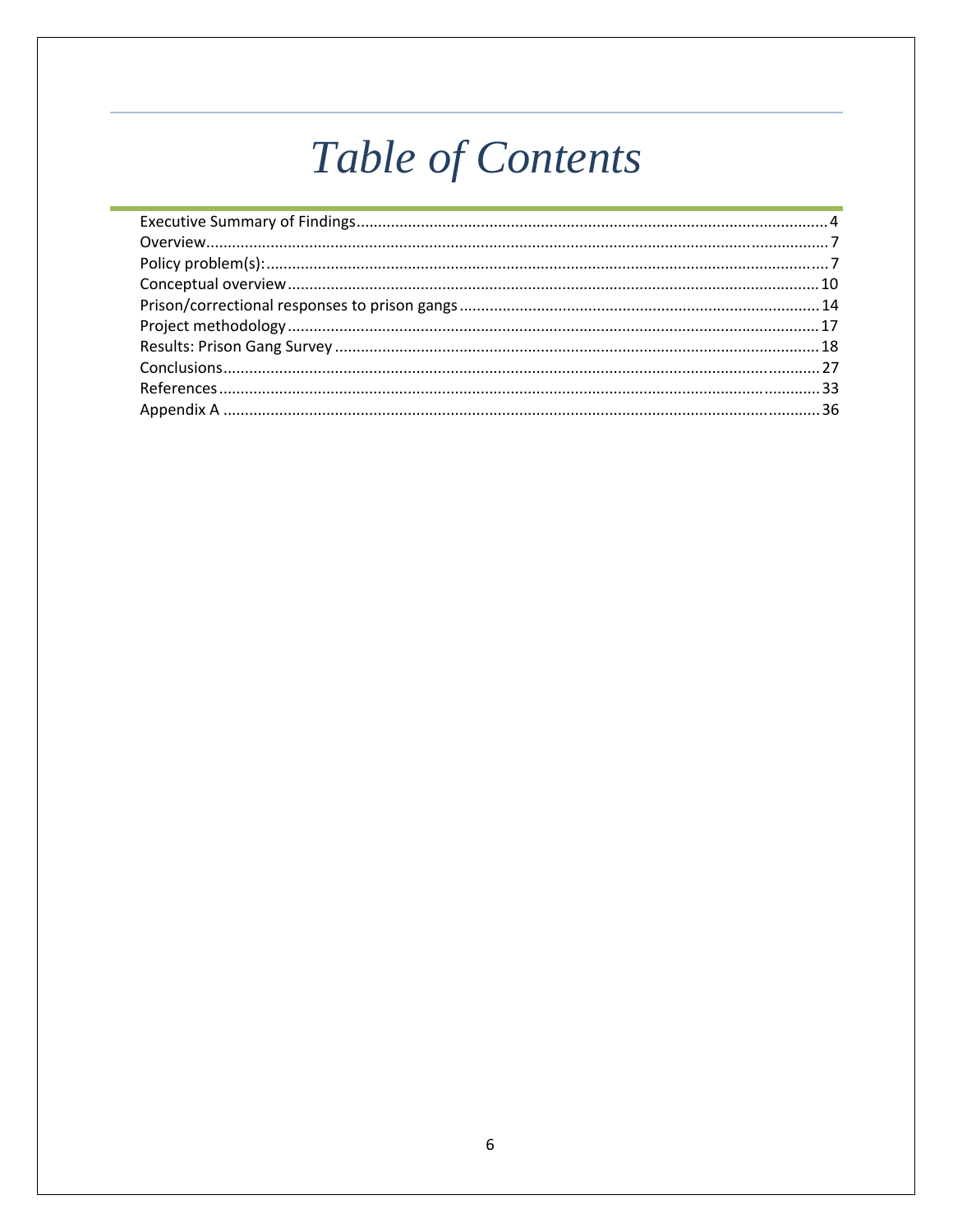# Table of Contents

Executive Summary of Findings.....4
Overview.....7
Policy problem(s):.....7
Conceptual overview.....10
Prison/correctional responses to prison gangs.....14
Project methodology.....17
Results: Prison Gang Survey.....18
Conclusions.....27
References.....33
Appendix A.....36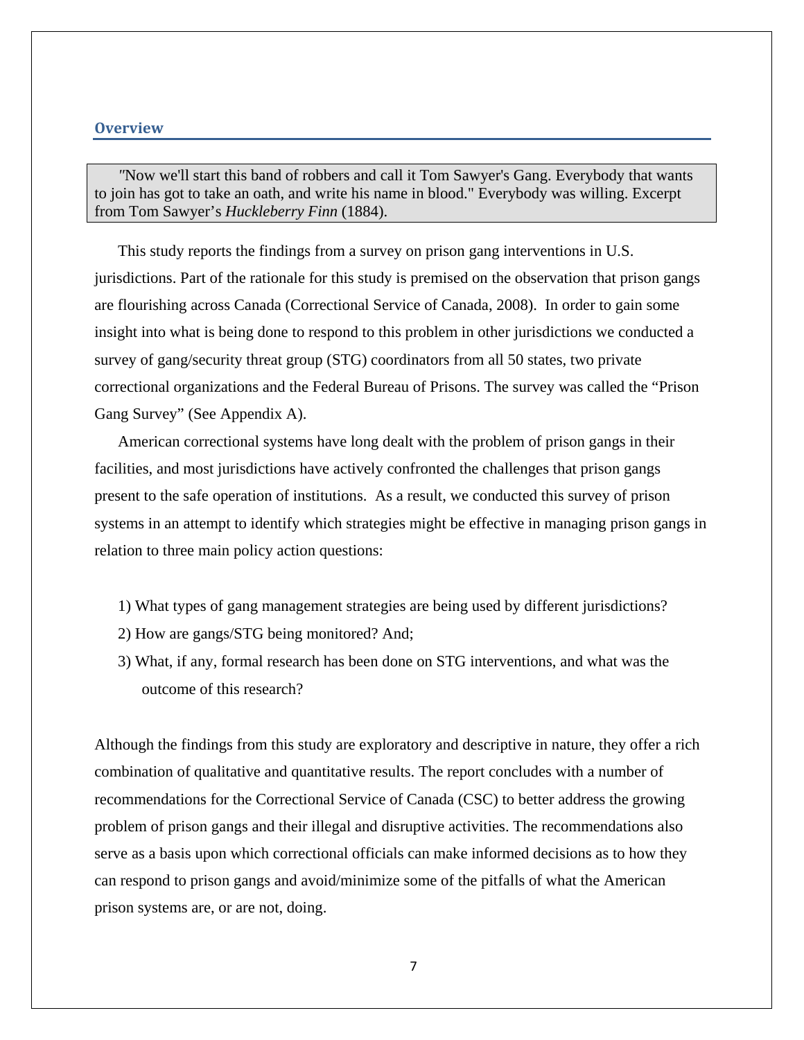## Overview

> "Now we'll start this band of robbers and call it Tom Sawyer's Gang. Everybody that wants to join has got to take an oath, and write his name in blood." Everybody was willing. Excerpt from Tom Sawyer's *Huckleberry Finn* (1884).

This study reports the findings from a survey on prison gang interventions in U.S. jurisdictions. Part of the rationale for this study is premised on the observation that prison gangs are flourishing across Canada (Correctional Service of Canada, 2008). In order to gain some insight into what is being done to respond to this problem in other jurisdictions we conducted a survey of gang/security threat group (STG) coordinators from all 50 states, two private correctional organizations and the Federal Bureau of Prisons. The survey was called the "Prison Gang Survey" (See Appendix A).

American correctional systems have long dealt with the problem of prison gangs in their facilities, and most jurisdictions have actively confronted the challenges that prison gangs present to the safe operation of institutions. As a result, we conducted this survey of prison systems in an attempt to identify which strategies might be effective in managing prison gangs in relation to three main policy action questions:

1) What types of gang management strategies are being used by different jurisdictions?
2) How are gangs/STG being monitored? And;
3) What, if any, formal research has been done on STG interventions, and what was the outcome of this research?

Although the findings from this study are exploratory and descriptive in nature, they offer a rich combination of qualitative and quantitative results. The report concludes with a number of recommendations for the Correctional Service of Canada (CSC) to better address the growing problem of prison gangs and their illegal and disruptive activities. The recommendations also serve as a basis upon which correctional officials can make informed decisions as to how they can respond to prison gangs and avoid/minimize some of the pitfalls of what the American prison systems are, or are not, doing.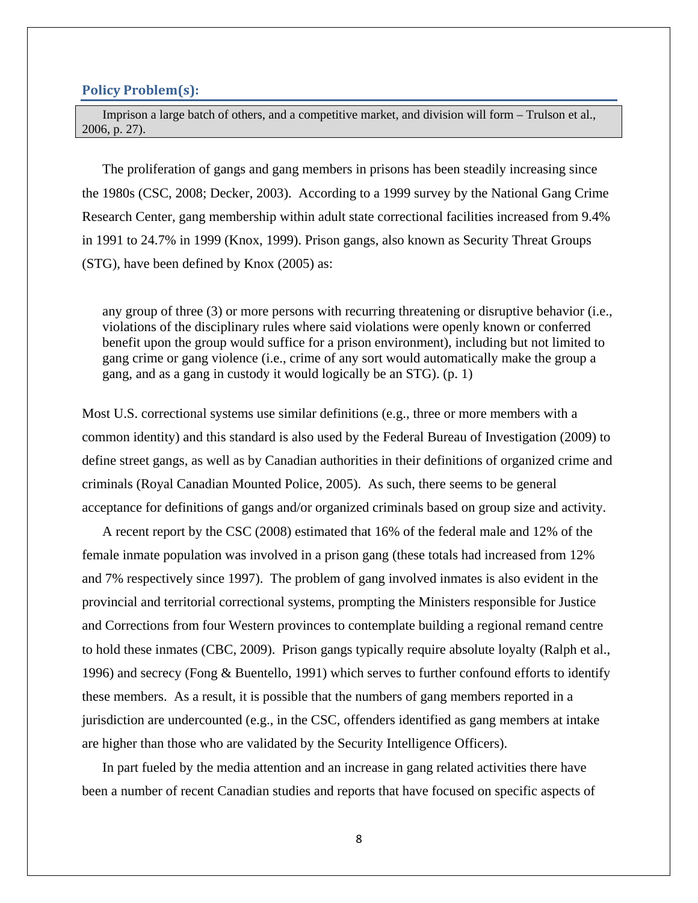## Policy Problem(s):

> Imprison a large batch of others, and a competitive market, and division will form – Trulson et al., 2006, p. 27).

The proliferation of gangs and gang members in prisons has been steadily increasing since the 1980s (CSC, 2008; Decker, 2003). According to a 1999 survey by the National Gang Crime Research Center, gang membership within adult state correctional facilities increased from 9.4% in 1991 to 24.7% in 1999 (Knox, 1999). Prison gangs, also known as Security Threat Groups (STG), have been defined by Knox (2005) as:

> any group of three (3) or more persons with recurring threatening or disruptive behavior (i.e., violations of the disciplinary rules where said violations were openly known or conferred benefit upon the group would suffice for a prison environment), including but not limited to gang crime or gang violence (i.e., crime of any sort would automatically make the group a gang, and as a gang in custody it would logically be an STG). (p. 1)

Most U.S. correctional systems use similar definitions (e.g., three or more members with a common identity) and this standard is also used by the Federal Bureau of Investigation (2009) to define street gangs, as well as by Canadian authorities in their definitions of organized crime and criminals (Royal Canadian Mounted Police, 2005). As such, there seems to be general acceptance for definitions of gangs and/or organized criminals based on group size and activity.

A recent report by the CSC (2008) estimated that 16% of the federal male and 12% of the female inmate population was involved in a prison gang (these totals had increased from 12% and 7% respectively since 1997). The problem of gang involved inmates is also evident in the provincial and territorial correctional systems, prompting the Ministers responsible for Justice and Corrections from four Western provinces to contemplate building a regional remand centre to hold these inmates (CBC, 2009). Prison gangs typically require absolute loyalty (Ralph et al., 1996) and secrecy (Fong & Buentello, 1991) which serves to further confound efforts to identify these members. As a result, it is possible that the numbers of gang members reported in a jurisdiction are undercounted (e.g., in the CSC, offenders identified as gang members at intake are higher than those who are validated by the Security Intelligence Officers).

In part fueled by the media attention and an increase in gang related activities there have been a number of recent Canadian studies and reports that have focused on specific aspects of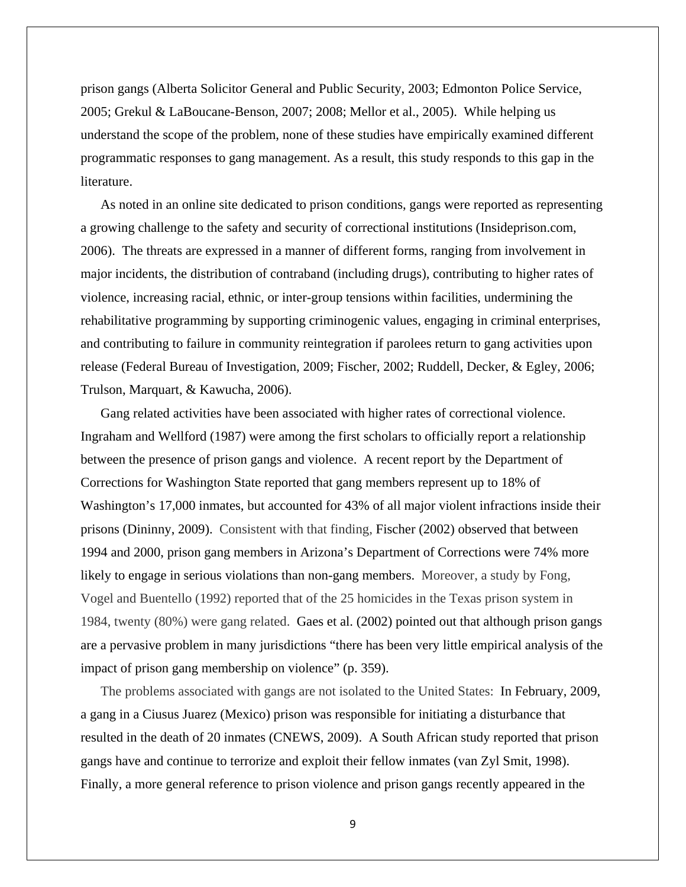prison gangs (Alberta Solicitor General and Public Security, 2003; Edmonton Police Service, 2005; Grekul & LaBoucane-Benson, 2007; 2008; Mellor et al., 2005). While helping us understand the scope of the problem, none of these studies have empirically examined different programmatic responses to gang management. As a result, this study responds to this gap in the literature.

As noted in an online site dedicated to prison conditions, gangs were reported as representing a growing challenge to the safety and security of correctional institutions (Insideprison.com, 2006). The threats are expressed in a manner of different forms, ranging from involvement in major incidents, the distribution of contraband (including drugs), contributing to higher rates of violence, increasing racial, ethnic, or inter-group tensions within facilities, undermining the rehabilitative programming by supporting criminogenic values, engaging in criminal enterprises, and contributing to failure in community reintegration if parolees return to gang activities upon release (Federal Bureau of Investigation, 2009; Fischer, 2002; Ruddell, Decker, & Egley, 2006; Trulson, Marquart, & Kawucha, 2006).

Gang related activities have been associated with higher rates of correctional violence. Ingraham and Wellford (1987) were among the first scholars to officially report a relationship between the presence of prison gangs and violence. A recent report by the Department of Corrections for Washington State reported that gang members represent up to 18% of Washington's 17,000 inmates, but accounted for 43% of all major violent infractions inside their prisons (Dininny, 2009). Consistent with that finding, Fischer (2002) observed that between 1994 and 2000, prison gang members in Arizona's Department of Corrections were 74% more likely to engage in serious violations than non-gang members. Moreover, a study by Fong, Vogel and Buentello (1992) reported that of the 25 homicides in the Texas prison system in 1984, twenty (80%) were gang related. Gaes et al. (2002) pointed out that although prison gangs are a pervasive problem in many jurisdictions "there has been very little empirical analysis of the impact of prison gang membership on violence" (p. 359).

The problems associated with gangs are not isolated to the United States: In February, 2009, a gang in a Ciusus Juarez (Mexico) prison was responsible for initiating a disturbance that resulted in the death of 20 inmates (CNEWS, 2009). A South African study reported that prison gangs have and continue to terrorize and exploit their fellow inmates (van Zyl Smit, 1998). Finally, a more general reference to prison violence and prison gangs recently appeared in the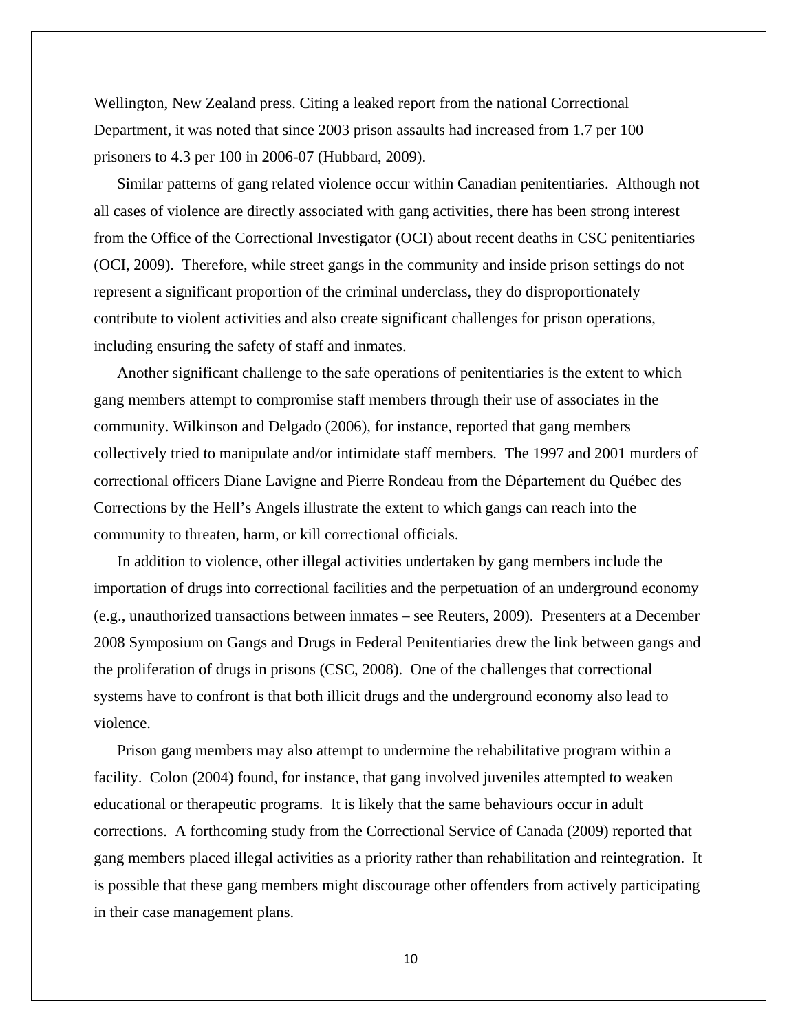Wellington, New Zealand press. Citing a leaked report from the national Correctional Department, it was noted that since 2003 prison assaults had increased from 1.7 per 100 prisoners to 4.3 per 100 in 2006-07 (Hubbard, 2009).

Similar patterns of gang related violence occur within Canadian penitentiaries. Although not all cases of violence are directly associated with gang activities, there has been strong interest from the Office of the Correctional Investigator (OCI) about recent deaths in CSC penitentiaries (OCI, 2009). Therefore, while street gangs in the community and inside prison settings do not represent a significant proportion of the criminal underclass, they do disproportionately contribute to violent activities and also create significant challenges for prison operations, including ensuring the safety of staff and inmates.

Another significant challenge to the safe operations of penitentiaries is the extent to which gang members attempt to compromise staff members through their use of associates in the community. Wilkinson and Delgado (2006), for instance, reported that gang members collectively tried to manipulate and/or intimidate staff members. The 1997 and 2001 murders of correctional officers Diane Lavigne and Pierre Rondeau from the Département du Québec des Corrections by the Hell's Angels illustrate the extent to which gangs can reach into the community to threaten, harm, or kill correctional officials.

In addition to violence, other illegal activities undertaken by gang members include the importation of drugs into correctional facilities and the perpetuation of an underground economy (e.g., unauthorized transactions between inmates – see Reuters, 2009). Presenters at a December 2008 Symposium on Gangs and Drugs in Federal Penitentiaries drew the link between gangs and the proliferation of drugs in prisons (CSC, 2008). One of the challenges that correctional systems have to confront is that both illicit drugs and the underground economy also lead to violence.

Prison gang members may also attempt to undermine the rehabilitative program within a facility. Colon (2004) found, for instance, that gang involved juveniles attempted to weaken educational or therapeutic programs. It is likely that the same behaviours occur in adult corrections. A forthcoming study from the Correctional Service of Canada (2009) reported that gang members placed illegal activities as a priority rather than rehabilitation and reintegration. It is possible that these gang members might discourage other offenders from actively participating in their case management plans.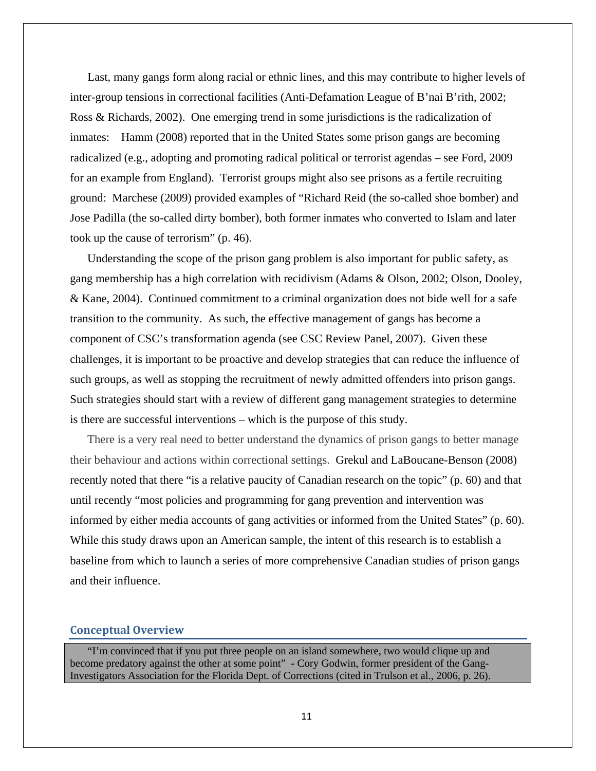Last, many gangs form along racial or ethnic lines, and this may contribute to higher levels of inter-group tensions in correctional facilities (Anti-Defamation League of B'nai B'rith, 2002; Ross & Richards, 2002). One emerging trend in some jurisdictions is the radicalization of inmates: Hamm (2008) reported that in the United States some prison gangs are becoming radicalized (e.g., adopting and promoting radical political or terrorist agendas – see Ford, 2009 for an example from England). Terrorist groups might also see prisons as a fertile recruiting ground: Marchese (2009) provided examples of "Richard Reid (the so-called shoe bomber) and Jose Padilla (the so-called dirty bomber), both former inmates who converted to Islam and later took up the cause of terrorism" (p. 46).

Understanding the scope of the prison gang problem is also important for public safety, as gang membership has a high correlation with recidivism (Adams & Olson, 2002; Olson, Dooley, & Kane, 2004). Continued commitment to a criminal organization does not bide well for a safe transition to the community. As such, the effective management of gangs has become a component of CSC's transformation agenda (see CSC Review Panel, 2007). Given these challenges, it is important to be proactive and develop strategies that can reduce the influence of such groups, as well as stopping the recruitment of newly admitted offenders into prison gangs. Such strategies should start with a review of different gang management strategies to determine is there are successful interventions – which is the purpose of this study.

There is a very real need to better understand the dynamics of prison gangs to better manage their behaviour and actions within correctional settings. Grekul and LaBoucane-Benson (2008) recently noted that there "is a relative paucity of Canadian research on the topic" (p. 60) and that until recently "most policies and programming for gang prevention and intervention was informed by either media accounts of gang activities or informed from the United States" (p. 60). While this study draws upon an American sample, the intent of this research is to establish a baseline from which to launch a series of more comprehensive Canadian studies of prison gangs and their influence.

## Conceptual Overview

> "I'm convinced that if you put three people on an island somewhere, two would clique up and become predatory against the other at some point" - Cory Godwin, former president of the Gang-Investigators Association for the Florida Dept. of Corrections (cited in Trulson et al., 2006, p. 26).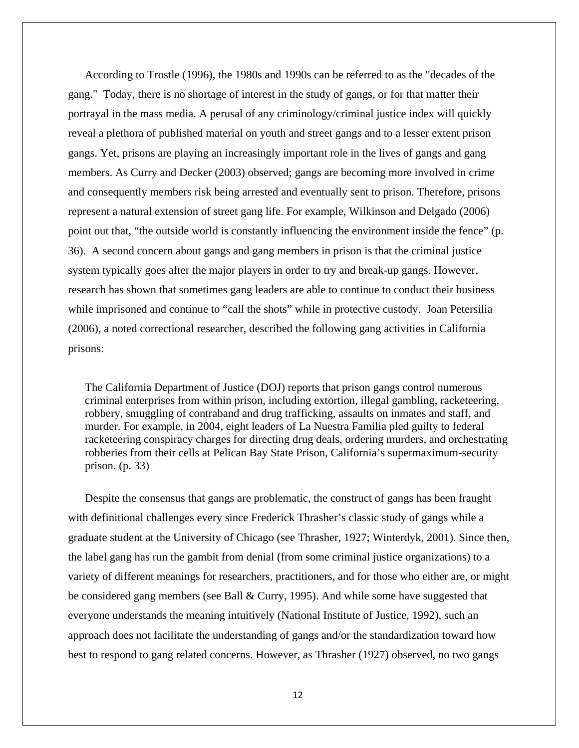According to Trostle (1996), the 1980s and 1990s can be referred to as the "decades of the gang." Today, there is no shortage of interest in the study of gangs, or for that matter their portrayal in the mass media. A perusal of any criminology/criminal justice index will quickly reveal a plethora of published material on youth and street gangs and to a lesser extent prison gangs. Yet, prisons are playing an increasingly important role in the lives of gangs and gang members. As Curry and Decker (2003) observed; gangs are becoming more involved in crime and consequently members risk being arrested and eventually sent to prison. Therefore, prisons represent a natural extension of street gang life. For example, Wilkinson and Delgado (2006) point out that, "the outside world is constantly influencing the environment inside the fence" (p. 36). A second concern about gangs and gang members in prison is that the criminal justice system typically goes after the major players in order to try and break-up gangs. However, research has shown that sometimes gang leaders are able to continue to conduct their business while imprisoned and continue to "call the shots" while in protective custody. Joan Petersilia (2006), a noted correctional researcher, described the following gang activities in California prisons:

> The California Department of Justice (DOJ) reports that prison gangs control numerous criminal enterprises from within prison, including extortion, illegal gambling, racketeering, robbery, smuggling of contraband and drug trafficking, assaults on inmates and staff, and murder. For example, in 2004, eight leaders of La Nuestra Familia pled guilty to federal racketeering conspiracy charges for directing drug deals, ordering murders, and orchestrating robberies from their cells at Pelican Bay State Prison, California's supermaximum-security prison. (p. 33)

Despite the consensus that gangs are problematic, the construct of gangs has been fraught with definitional challenges every since Frederick Thrasher's classic study of gangs while a graduate student at the University of Chicago (see Thrasher, 1927; Winterdyk, 2001). Since then, the label gang has run the gambit from denial (from some criminal justice organizations) to a variety of different meanings for researchers, practitioners, and for those who either are, or might be considered gang members (see Ball & Curry, 1995). And while some have suggested that everyone understands the meaning intuitively (National Institute of Justice, 1992), such an approach does not facilitate the understanding of gangs and/or the standardization toward how best to respond to gang related concerns. However, as Thrasher (1927) observed, no two gangs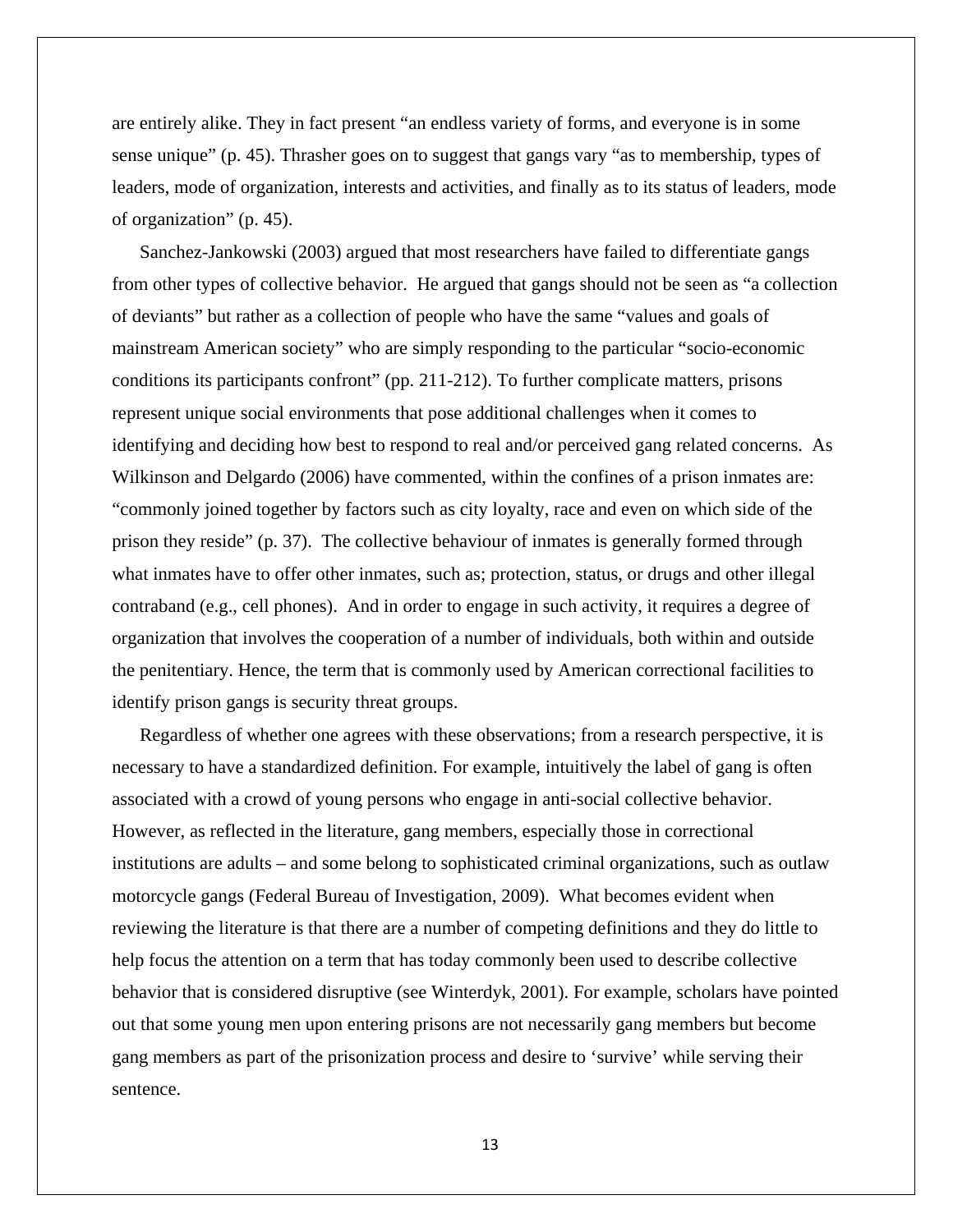are entirely alike. They in fact present “an endless variety of forms, and everyone is in some sense unique” (p. 45). Thrasher goes on to suggest that gangs vary “as to membership, types of leaders, mode of organization, interests and activities, and finally as to its status of leaders, mode of organization” (p. 45).

Sanchez-Jankowski (2003) argued that most researchers have failed to differentiate gangs from other types of collective behavior. He argued that gangs should not be seen as “a collection of deviants” but rather as a collection of people who have the same “values and goals of mainstream American society” who are simply responding to the particular “socio-economic conditions its participants confront” (pp. 211-212). To further complicate matters, prisons represent unique social environments that pose additional challenges when it comes to identifying and deciding how best to respond to real and/or perceived gang related concerns. As Wilkinson and Delgardo (2006) have commented, within the confines of a prison inmates are: “commonly joined together by factors such as city loyalty, race and even on which side of the prison they reside” (p. 37). The collective behaviour of inmates is generally formed through what inmates have to offer other inmates, such as; protection, status, or drugs and other illegal contraband (e.g., cell phones). And in order to engage in such activity, it requires a degree of organization that involves the cooperation of a number of individuals, both within and outside the penitentiary. Hence, the term that is commonly used by American correctional facilities to identify prison gangs is security threat groups.

Regardless of whether one agrees with these observations; from a research perspective, it is necessary to have a standardized definition. For example, intuitively the label of gang is often associated with a crowd of young persons who engage in anti-social collective behavior. However, as reflected in the literature, gang members, especially those in correctional institutions are adults – and some belong to sophisticated criminal organizations, such as outlaw motorcycle gangs (Federal Bureau of Investigation, 2009). What becomes evident when reviewing the literature is that there are a number of competing definitions and they do little to help focus the attention on a term that has today commonly been used to describe collective behavior that is considered disruptive (see Winterdyk, 2001). For example, scholars have pointed out that some young men upon entering prisons are not necessarily gang members but become gang members as part of the prisonization process and desire to ‘survive’ while serving their sentence.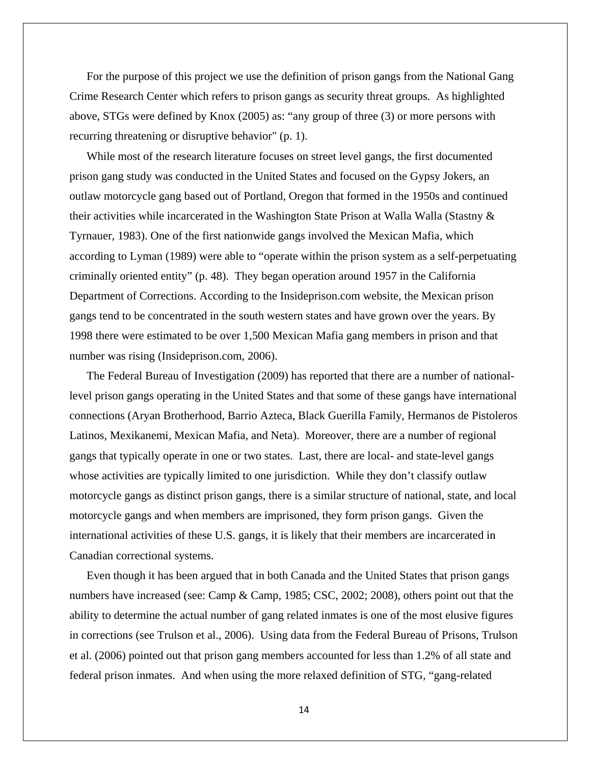For the purpose of this project we use the definition of prison gangs from the National Gang Crime Research Center which refers to prison gangs as security threat groups. As highlighted above, STGs were defined by Knox (2005) as: "any group of three (3) or more persons with recurring threatening or disruptive behavior" (p. 1).

While most of the research literature focuses on street level gangs, the first documented prison gang study was conducted in the United States and focused on the Gypsy Jokers, an outlaw motorcycle gang based out of Portland, Oregon that formed in the 1950s and continued their activities while incarcerated in the Washington State Prison at Walla Walla (Stastny & Tyrnauer, 1983). One of the first nationwide gangs involved the Mexican Mafia, which according to Lyman (1989) were able to "operate within the prison system as a self-perpetuating criminally oriented entity" (p. 48). They began operation around 1957 in the California Department of Corrections. According to the Insideprison.com website, the Mexican prison gangs tend to be concentrated in the south western states and have grown over the years. By 1998 there were estimated to be over 1,500 Mexican Mafia gang members in prison and that number was rising (Insideprison.com, 2006).

The Federal Bureau of Investigation (2009) has reported that there are a number of national-level prison gangs operating in the United States and that some of these gangs have international connections (Aryan Brotherhood, Barrio Azteca, Black Guerilla Family, Hermanos de Pistoleros Latinos, Mexikanemi, Mexican Mafia, and Neta). Moreover, there are a number of regional gangs that typically operate in one or two states. Last, there are local- and state-level gangs whose activities are typically limited to one jurisdiction. While they don't classify outlaw motorcycle gangs as distinct prison gangs, there is a similar structure of national, state, and local motorcycle gangs and when members are imprisoned, they form prison gangs. Given the international activities of these U.S. gangs, it is likely that their members are incarcerated in Canadian correctional systems.

Even though it has been argued that in both Canada and the United States that prison gangs numbers have increased (see: Camp & Camp, 1985; CSC, 2002; 2008), others point out that the ability to determine the actual number of gang related inmates is one of the most elusive figures in corrections (see Trulson et al., 2006). Using data from the Federal Bureau of Prisons, Trulson et al. (2006) pointed out that prison gang members accounted for less than 1.2% of all state and federal prison inmates. And when using the more relaxed definition of STG, "gang-related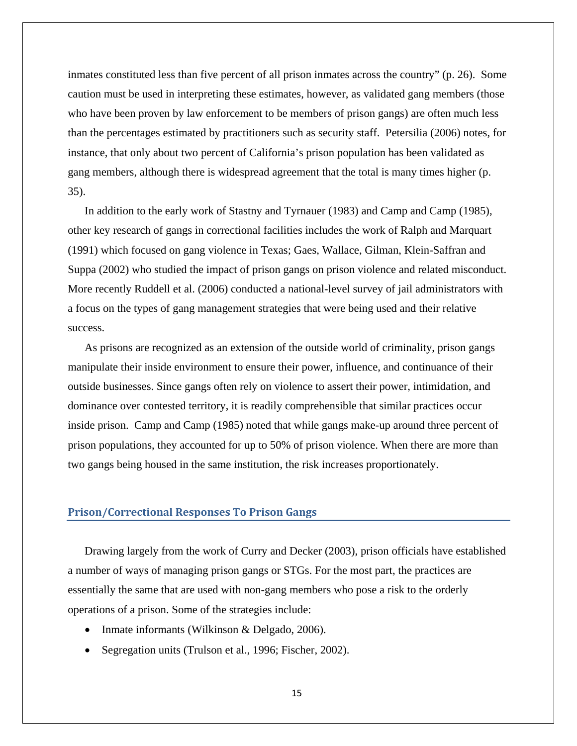inmates constituted less than five percent of all prison inmates across the country" (p. 26). Some caution must be used in interpreting these estimates, however, as validated gang members (those who have been proven by law enforcement to be members of prison gangs) are often much less than the percentages estimated by practitioners such as security staff. Petersilia (2006) notes, for instance, that only about two percent of California's prison population has been validated as gang members, although there is widespread agreement that the total is many times higher (p. 35).

In addition to the early work of Stastny and Tyrnauer (1983) and Camp and Camp (1985), other key research of gangs in correctional facilities includes the work of Ralph and Marquart (1991) which focused on gang violence in Texas; Gaes, Wallace, Gilman, Klein-Saffran and Suppa (2002) who studied the impact of prison gangs on prison violence and related misconduct. More recently Ruddell et al. (2006) conducted a national-level survey of jail administrators with a focus on the types of gang management strategies that were being used and their relative success.

As prisons are recognized as an extension of the outside world of criminality, prison gangs manipulate their inside environment to ensure their power, influence, and continuance of their outside businesses. Since gangs often rely on violence to assert their power, intimidation, and dominance over contested territory, it is readily comprehensible that similar practices occur inside prison. Camp and Camp (1985) noted that while gangs make-up around three percent of prison populations, they accounted for up to 50% of prison violence. When there are more than two gangs being housed in the same institution, the risk increases proportionately.

## Prison/Correctional Responses To Prison Gangs

Drawing largely from the work of Curry and Decker (2003), prison officials have established a number of ways of managing prison gangs or STGs. For the most part, the practices are essentially the same that are used with non-gang members who pose a risk to the orderly operations of a prison. Some of the strategies include:

- Inmate informants (Wilkinson & Delgado, 2006).
- Segregation units (Trulson et al., 1996; Fischer, 2002).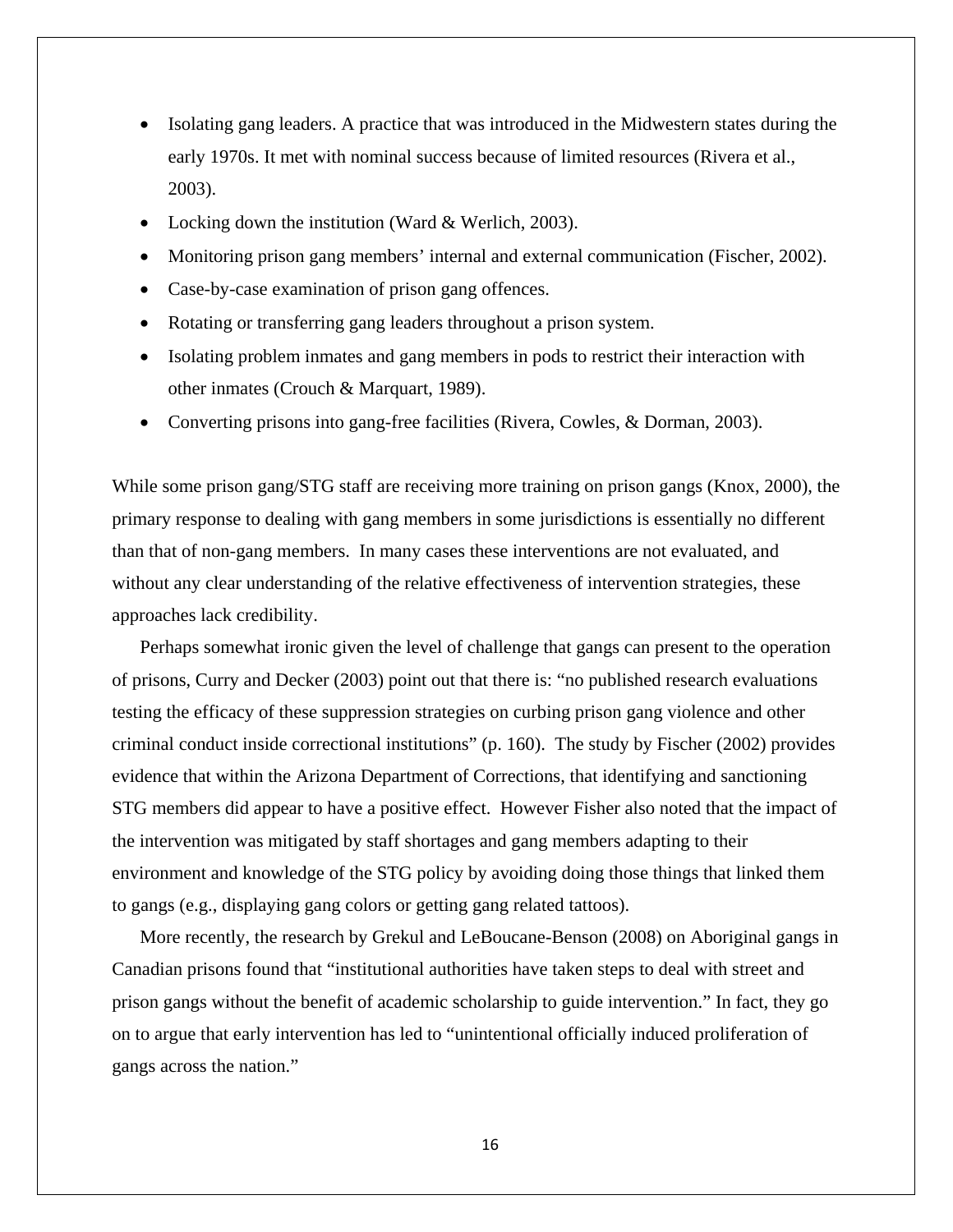- Isolating gang leaders. A practice that was introduced in the Midwestern states during the early 1970s. It met with nominal success because of limited resources (Rivera et al., 2003).
- Locking down the institution (Ward & Werlich, 2003).
- Monitoring prison gang members' internal and external communication (Fischer, 2002).
- Case-by-case examination of prison gang offences.
- Rotating or transferring gang leaders throughout a prison system.
- Isolating problem inmates and gang members in pods to restrict their interaction with other inmates (Crouch & Marquart, 1989).
- Converting prisons into gang-free facilities (Rivera, Cowles, & Dorman, 2003).

While some prison gang/STG staff are receiving more training on prison gangs (Knox, 2000), the primary response to dealing with gang members in some jurisdictions is essentially no different than that of non-gang members. In many cases these interventions are not evaluated, and without any clear understanding of the relative effectiveness of intervention strategies, these approaches lack credibility.

Perhaps somewhat ironic given the level of challenge that gangs can present to the operation of prisons, Curry and Decker (2003) point out that there is: "no published research evaluations testing the efficacy of these suppression strategies on curbing prison gang violence and other criminal conduct inside correctional institutions" (p. 160). The study by Fischer (2002) provides evidence that within the Arizona Department of Corrections, that identifying and sanctioning STG members did appear to have a positive effect. However Fisher also noted that the impact of the intervention was mitigated by staff shortages and gang members adapting to their environment and knowledge of the STG policy by avoiding doing those things that linked them to gangs (e.g., displaying gang colors or getting gang related tattoos).

More recently, the research by Grekul and LeBoucane-Benson (2008) on Aboriginal gangs in Canadian prisons found that "institutional authorities have taken steps to deal with street and prison gangs without the benefit of academic scholarship to guide intervention." In fact, they go on to argue that early intervention has led to "unintentional officially induced proliferation of gangs across the nation."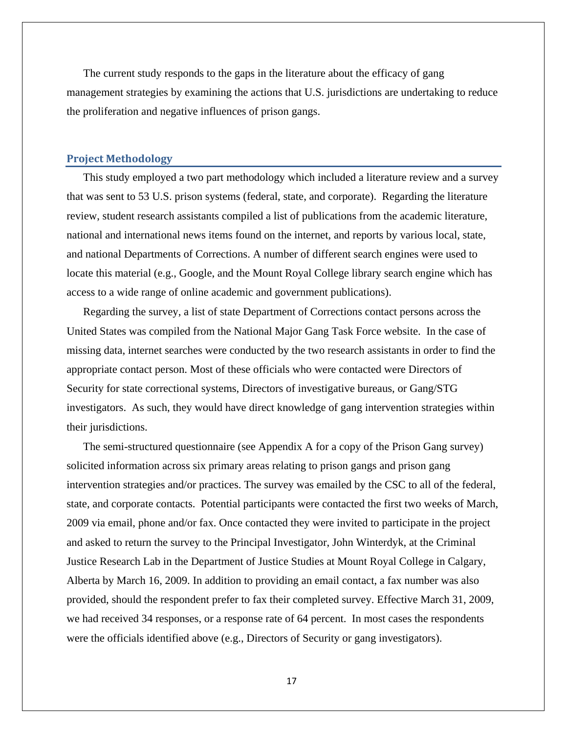The current study responds to the gaps in the literature about the efficacy of gang management strategies by examining the actions that U.S. jurisdictions are undertaking to reduce the proliferation and negative influences of prison gangs.

## Project Methodology

This study employed a two part methodology which included a literature review and a survey that was sent to 53 U.S. prison systems (federal, state, and corporate). Regarding the literature review, student research assistants compiled a list of publications from the academic literature, national and international news items found on the internet, and reports by various local, state, and national Departments of Corrections. A number of different search engines were used to locate this material (e.g., Google, and the Mount Royal College library search engine which has access to a wide range of online academic and government publications).

Regarding the survey, a list of state Department of Corrections contact persons across the United States was compiled from the National Major Gang Task Force website. In the case of missing data, internet searches were conducted by the two research assistants in order to find the appropriate contact person. Most of these officials who were contacted were Directors of Security for state correctional systems, Directors of investigative bureaus, or Gang/STG investigators. As such, they would have direct knowledge of gang intervention strategies within their jurisdictions.

The semi-structured questionnaire (see Appendix A for a copy of the Prison Gang survey) solicited information across six primary areas relating to prison gangs and prison gang intervention strategies and/or practices. The survey was emailed by the CSC to all of the federal, state, and corporate contacts. Potential participants were contacted the first two weeks of March, 2009 via email, phone and/or fax. Once contacted they were invited to participate in the project and asked to return the survey to the Principal Investigator, John Winterdyk, at the Criminal Justice Research Lab in the Department of Justice Studies at Mount Royal College in Calgary, Alberta by March 16, 2009. In addition to providing an email contact, a fax number was also provided, should the respondent prefer to fax their completed survey. Effective March 31, 2009, we had received 34 responses, or a response rate of 64 percent. In most cases the respondents were the officials identified above (e.g., Directors of Security or gang investigators).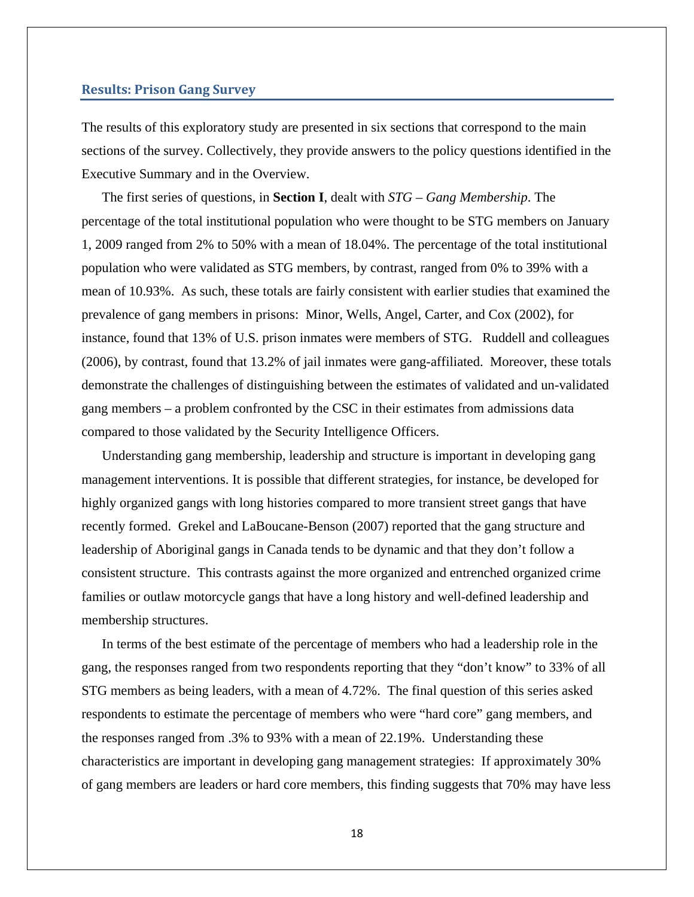## Results: Prison Gang Survey

The results of this exploratory study are presented in six sections that correspond to the main sections of the survey. Collectively, they provide answers to the policy questions identified in the Executive Summary and in the Overview.

The first series of questions, in **Section I**, dealt with *STG – Gang Membership*. The percentage of the total institutional population who were thought to be STG members on January 1, 2009 ranged from 2% to 50% with a mean of 18.04%. The percentage of the total institutional population who were validated as STG members, by contrast, ranged from 0% to 39% with a mean of 10.93%. As such, these totals are fairly consistent with earlier studies that examined the prevalence of gang members in prisons: Minor, Wells, Angel, Carter, and Cox (2002), for instance, found that 13% of U.S. prison inmates were members of STG. Ruddell and colleagues (2006), by contrast, found that 13.2% of jail inmates were gang-affiliated. Moreover, these totals demonstrate the challenges of distinguishing between the estimates of validated and un-validated gang members – a problem confronted by the CSC in their estimates from admissions data compared to those validated by the Security Intelligence Officers.

Understanding gang membership, leadership and structure is important in developing gang management interventions. It is possible that different strategies, for instance, be developed for highly organized gangs with long histories compared to more transient street gangs that have recently formed. Grekel and LaBoucane-Benson (2007) reported that the gang structure and leadership of Aboriginal gangs in Canada tends to be dynamic and that they don't follow a consistent structure. This contrasts against the more organized and entrenched organized crime families or outlaw motorcycle gangs that have a long history and well-defined leadership and membership structures.

In terms of the best estimate of the percentage of members who had a leadership role in the gang, the responses ranged from two respondents reporting that they "don't know" to 33% of all STG members as being leaders, with a mean of 4.72%. The final question of this series asked respondents to estimate the percentage of members who were "hard core" gang members, and the responses ranged from .3% to 93% with a mean of 22.19%. Understanding these characteristics are important in developing gang management strategies: If approximately 30% of gang members are leaders or hard core members, this finding suggests that 70% may have less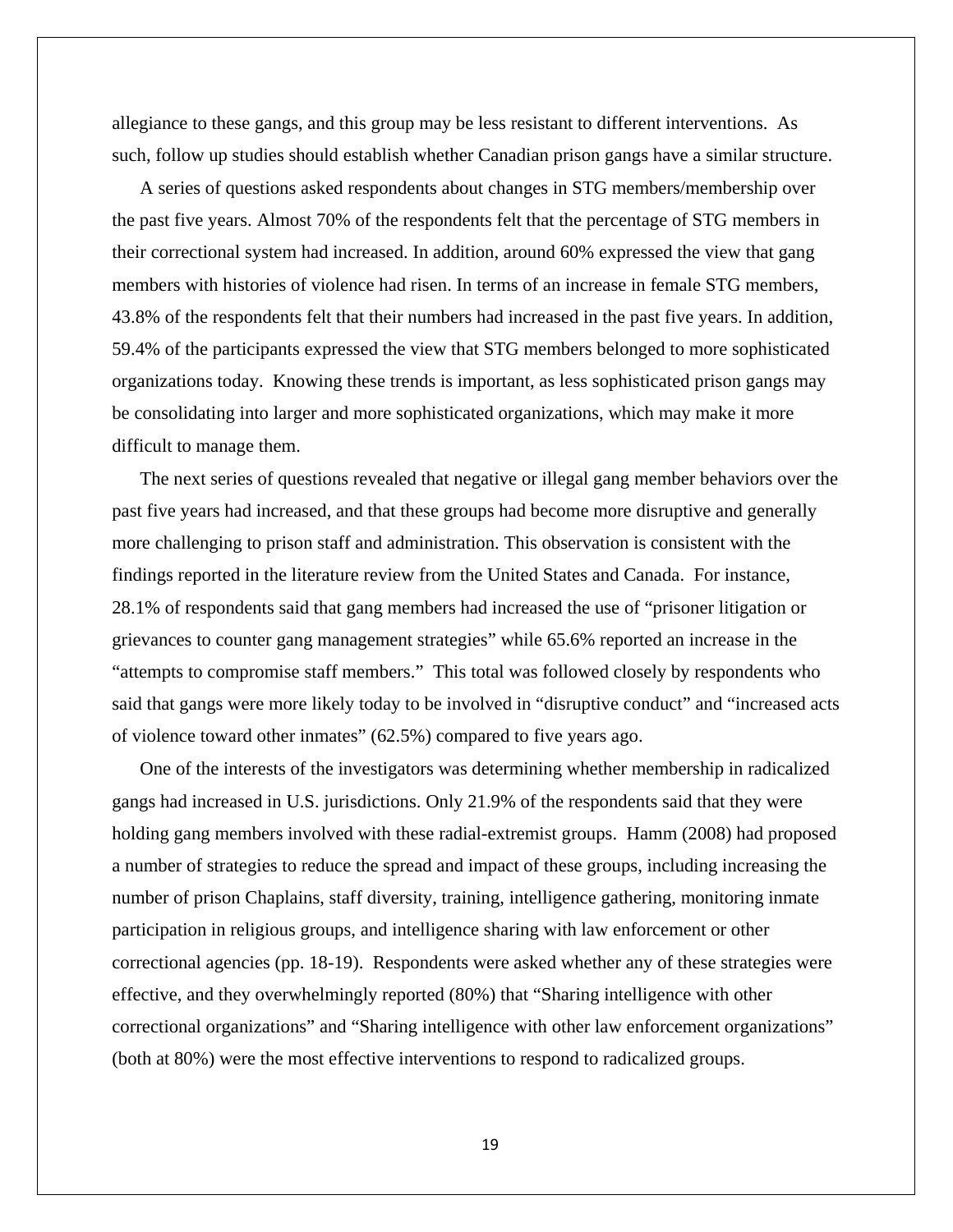allegiance to these gangs, and this group may be less resistant to different interventions. As such, follow up studies should establish whether Canadian prison gangs have a similar structure.

A series of questions asked respondents about changes in STG members/membership over the past five years. Almost 70% of the respondents felt that the percentage of STG members in their correctional system had increased. In addition, around 60% expressed the view that gang members with histories of violence had risen. In terms of an increase in female STG members, 43.8% of the respondents felt that their numbers had increased in the past five years. In addition, 59.4% of the participants expressed the view that STG members belonged to more sophisticated organizations today. Knowing these trends is important, as less sophisticated prison gangs may be consolidating into larger and more sophisticated organizations, which may make it more difficult to manage them.

The next series of questions revealed that negative or illegal gang member behaviors over the past five years had increased, and that these groups had become more disruptive and generally more challenging to prison staff and administration. This observation is consistent with the findings reported in the literature review from the United States and Canada. For instance, 28.1% of respondents said that gang members had increased the use of "prisoner litigation or grievances to counter gang management strategies" while 65.6% reported an increase in the "attempts to compromise staff members." This total was followed closely by respondents who said that gangs were more likely today to be involved in "disruptive conduct" and "increased acts of violence toward other inmates" (62.5%) compared to five years ago.

One of the interests of the investigators was determining whether membership in radicalized gangs had increased in U.S. jurisdictions. Only 21.9% of the respondents said that they were holding gang members involved with these radial-extremist groups. Hamm (2008) had proposed a number of strategies to reduce the spread and impact of these groups, including increasing the number of prison Chaplains, staff diversity, training, intelligence gathering, monitoring inmate participation in religious groups, and intelligence sharing with law enforcement or other correctional agencies (pp. 18-19). Respondents were asked whether any of these strategies were effective, and they overwhelmingly reported (80%) that "Sharing intelligence with other correctional organizations" and "Sharing intelligence with other law enforcement organizations" (both at 80%) were the most effective interventions to respond to radicalized groups.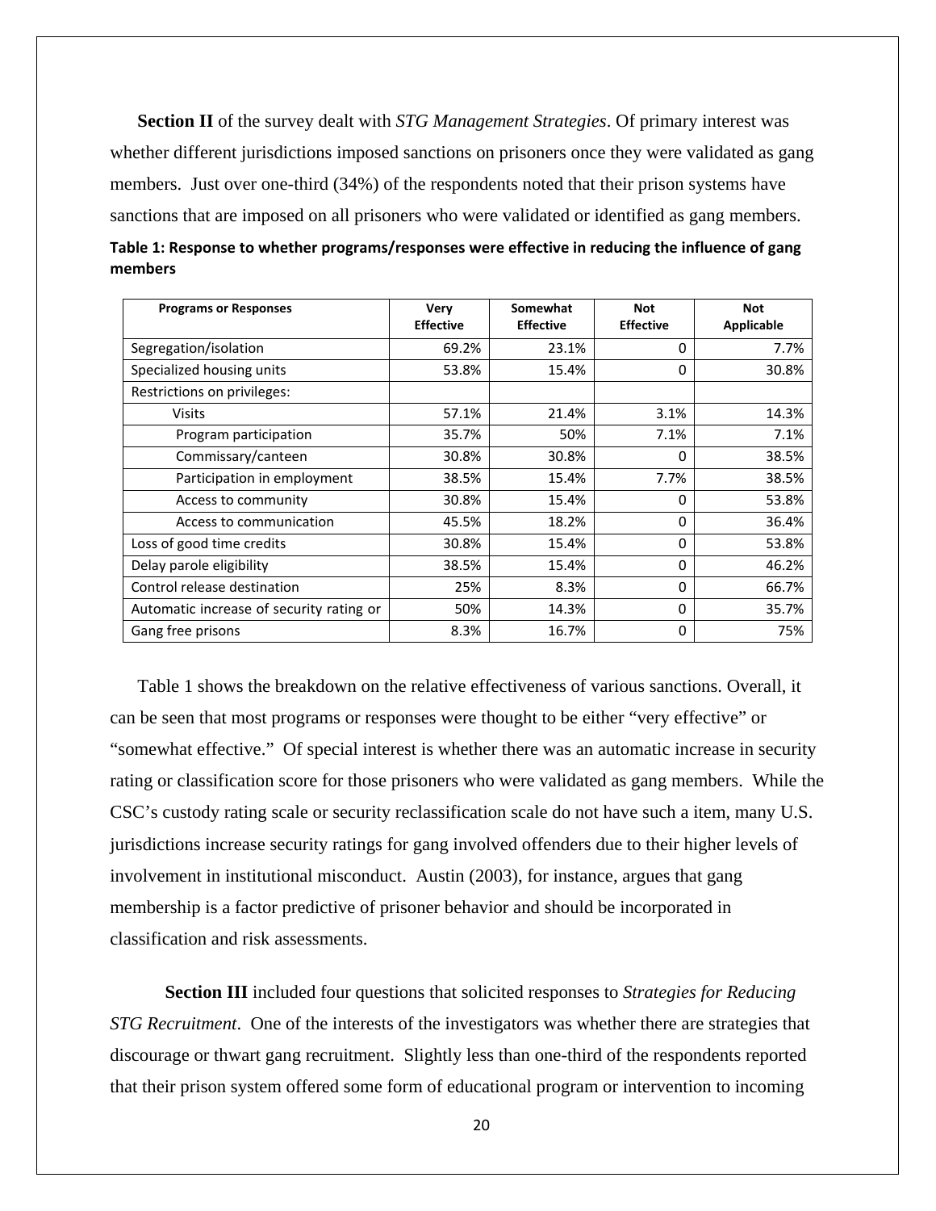**Section II** of the survey dealt with *STG Management Strategies*. Of primary interest was whether different jurisdictions imposed sanctions on prisoners once they were validated as gang members. Just over one-third (34%) of the respondents noted that their prison systems have sanctions that are imposed on all prisoners who were validated or identified as gang members.

**Table 1: Response to whether programs/responses were effective in reducing the influence of gang members**

| Programs or Responses | Very Effective | Somewhat Effective | Not Effective | Not Applicable |
|---|---|---|---|---|
| Segregation/isolation | 69.2% | 23.1% | 0 | 7.7% |
| Specialized housing units | 53.8% | 15.4% | 0 | 30.8% |
| Restrictions on privileges: | | | | |
| Visits | 57.1% | 21.4% | 3.1% | 14.3% |
| Program participation | 35.7% | 50% | 7.1% | 7.1% |
| Commissary/canteen | 30.8% | 30.8% | 0 | 38.5% |
| Participation in employment | 38.5% | 15.4% | 7.7% | 38.5% |
| Access to community | 30.8% | 15.4% | 0 | 53.8% |
| Access to communication | 45.5% | 18.2% | 0 | 36.4% |
| Loss of good time credits | 30.8% | 15.4% | 0 | 53.8% |
| Delay parole eligibility | 38.5% | 15.4% | 0 | 46.2% |
| Control release destination | 25% | 8.3% | 0 | 66.7% |
| Automatic increase of security rating or | 50% | 14.3% | 0 | 35.7% |
| Gang free prisons | 8.3% | 16.7% | 0 | 75% |

Table 1 shows the breakdown on the relative effectiveness of various sanctions. Overall, it can be seen that most programs or responses were thought to be either "very effective" or "somewhat effective." Of special interest is whether there was an automatic increase in security rating or classification score for those prisoners who were validated as gang members. While the CSC's custody rating scale or security reclassification scale do not have such a item, many U.S. jurisdictions increase security ratings for gang involved offenders due to their higher levels of involvement in institutional misconduct. Austin (2003), for instance, argues that gang membership is a factor predictive of prisoner behavior and should be incorporated in classification and risk assessments.

**Section III** included four questions that solicited responses to *Strategies for Reducing STG Recruitment*. One of the interests of the investigators was whether there are strategies that discourage or thwart gang recruitment. Slightly less than one-third of the respondents reported that their prison system offered some form of educational program or intervention to incoming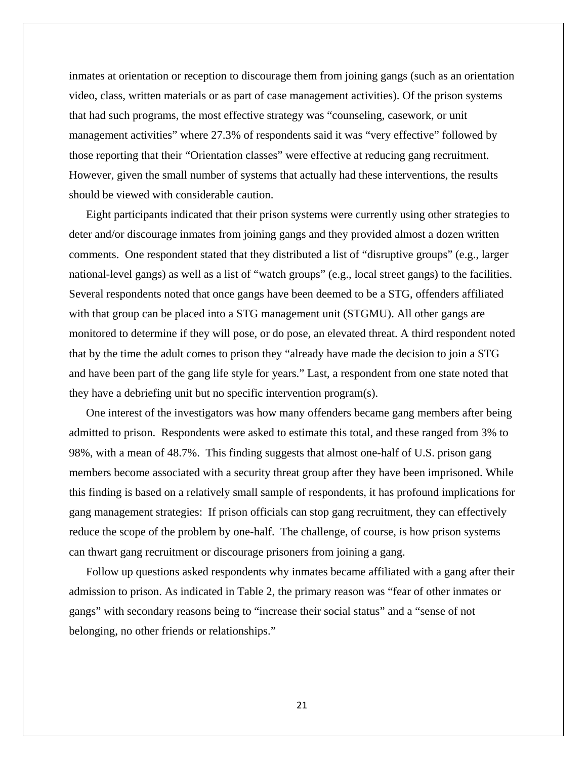inmates at orientation or reception to discourage them from joining gangs (such as an orientation video, class, written materials or as part of case management activities). Of the prison systems that had such programs, the most effective strategy was "counseling, casework, or unit management activities" where 27.3% of respondents said it was "very effective" followed by those reporting that their "Orientation classes" were effective at reducing gang recruitment. However, given the small number of systems that actually had these interventions, the results should be viewed with considerable caution.

Eight participants indicated that their prison systems were currently using other strategies to deter and/or discourage inmates from joining gangs and they provided almost a dozen written comments. One respondent stated that they distributed a list of "disruptive groups" (e.g., larger national-level gangs) as well as a list of "watch groups" (e.g., local street gangs) to the facilities. Several respondents noted that once gangs have been deemed to be a STG, offenders affiliated with that group can be placed into a STG management unit (STGMU). All other gangs are monitored to determine if they will pose, or do pose, an elevated threat. A third respondent noted that by the time the adult comes to prison they "already have made the decision to join a STG and have been part of the gang life style for years." Last, a respondent from one state noted that they have a debriefing unit but no specific intervention program(s).

One interest of the investigators was how many offenders became gang members after being admitted to prison. Respondents were asked to estimate this total, and these ranged from 3% to 98%, with a mean of 48.7%. This finding suggests that almost one-half of U.S. prison gang members become associated with a security threat group after they have been imprisoned. While this finding is based on a relatively small sample of respondents, it has profound implications for gang management strategies: If prison officials can stop gang recruitment, they can effectively reduce the scope of the problem by one-half. The challenge, of course, is how prison systems can thwart gang recruitment or discourage prisoners from joining a gang.

Follow up questions asked respondents why inmates became affiliated with a gang after their admission to prison. As indicated in Table 2, the primary reason was "fear of other inmates or gangs" with secondary reasons being to "increase their social status" and a "sense of not belonging, no other friends or relationships."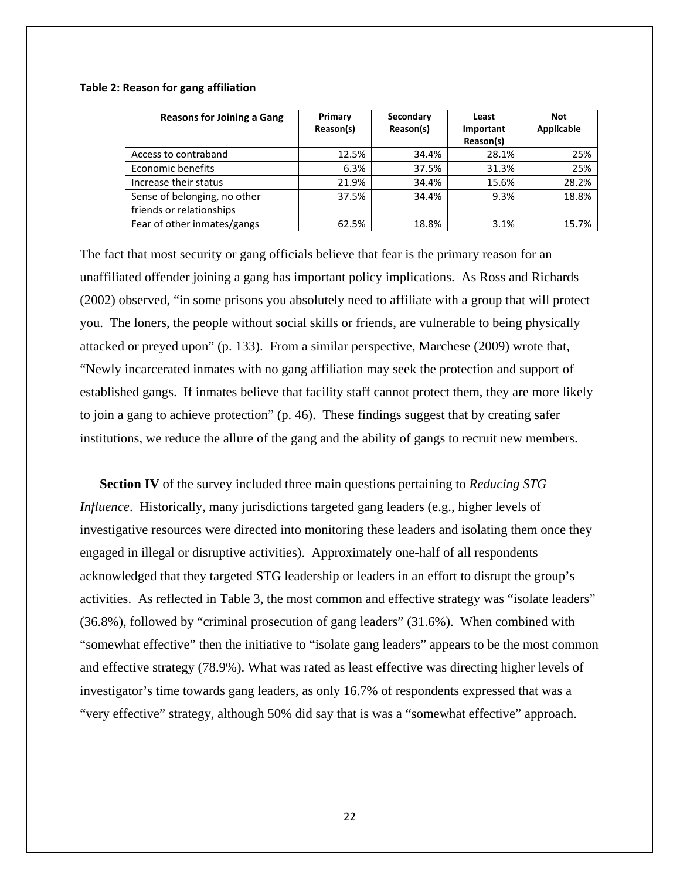**Table 2: Reason for gang affiliation**

| Reasons for Joining a Gang | Primary Reason(s) | Secondary Reason(s) | Least Important Reason(s) | Not Applicable |
|---|---|---|---|---|
| Access to contraband | 12.5% | 34.4% | 28.1% | 25% |
| Economic benefits | 6.3% | 37.5% | 31.3% | 25% |
| Increase their status | 21.9% | 34.4% | 15.6% | 28.2% |
| Sense of belonging, no other friends or relationships | 37.5% | 34.4% | 9.3% | 18.8% |
| Fear of other inmates/gangs | 62.5% | 18.8% | 3.1% | 15.7% |

The fact that most security or gang officials believe that fear is the primary reason for an unaffiliated offender joining a gang has important policy implications. As Ross and Richards (2002) observed, "in some prisons you absolutely need to affiliate with a group that will protect you. The loners, the people without social skills or friends, are vulnerable to being physically attacked or preyed upon" (p. 133). From a similar perspective, Marchese (2009) wrote that, "Newly incarcerated inmates with no gang affiliation may seek the protection and support of established gangs. If inmates believe that facility staff cannot protect them, they are more likely to join a gang to achieve protection" (p. 46). These findings suggest that by creating safer institutions, we reduce the allure of the gang and the ability of gangs to recruit new members.

**Section IV** of the survey included three main questions pertaining to *Reducing STG Influence*. Historically, many jurisdictions targeted gang leaders (e.g., higher levels of investigative resources were directed into monitoring these leaders and isolating them once they engaged in illegal or disruptive activities). Approximately one-half of all respondents acknowledged that they targeted STG leadership or leaders in an effort to disrupt the group's activities. As reflected in Table 3, the most common and effective strategy was "isolate leaders" (36.8%), followed by "criminal prosecution of gang leaders" (31.6%). When combined with "somewhat effective" then the initiative to "isolate gang leaders" appears to be the most common and effective strategy (78.9%). What was rated as least effective was directing higher levels of investigator's time towards gang leaders, as only 16.7% of respondents expressed that was a "very effective" strategy, although 50% did say that is was a "somewhat effective" approach.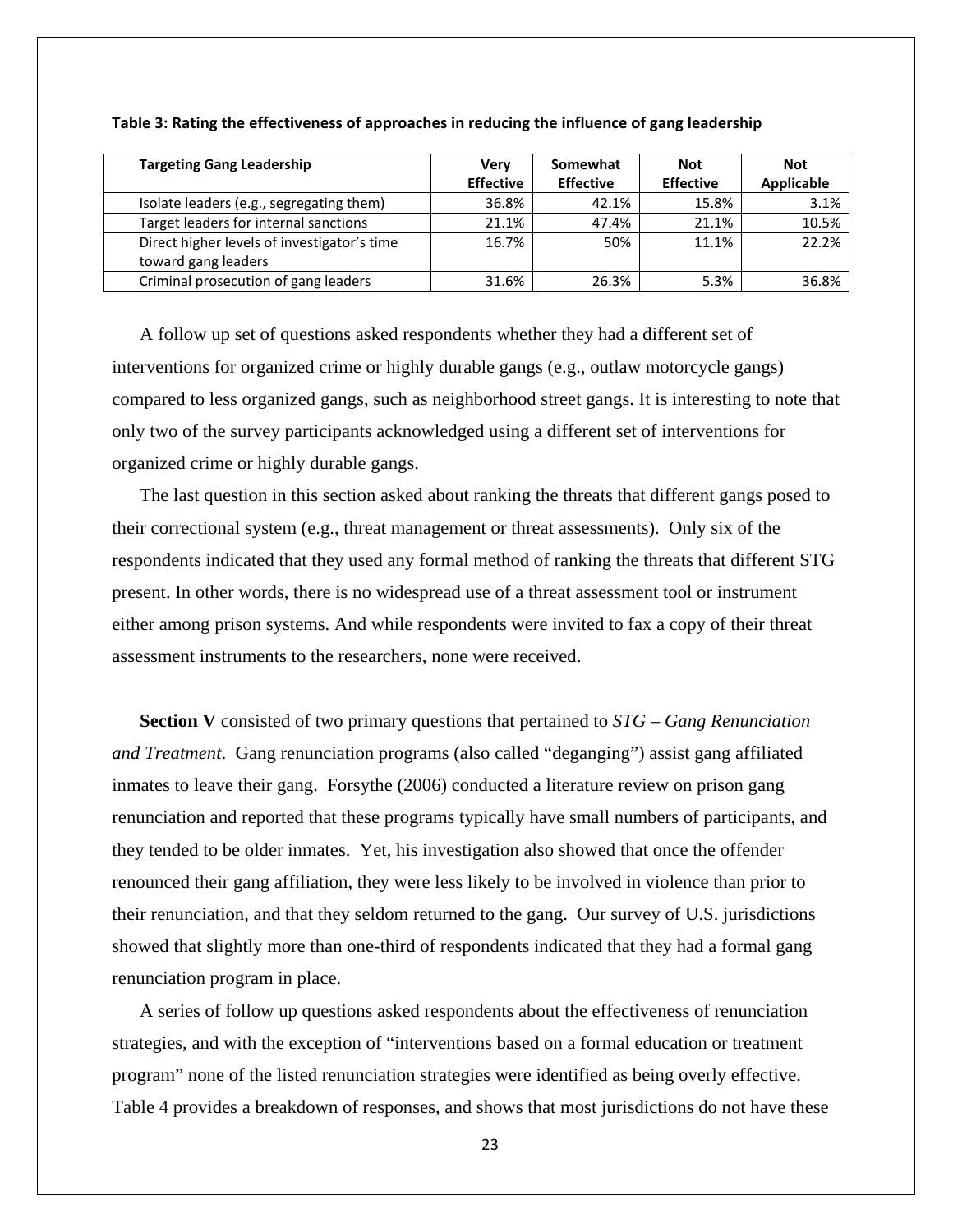**Table 3: Rating the effectiveness of approaches in reducing the influence of gang leadership**

| Targeting Gang Leadership | Very Effective | Somewhat Effective | Not Effective | Not Applicable |
|---|---|---|---|---|
| Isolate leaders (e.g., segregating them) | 36.8% | 42.1% | 15.8% | 3.1% |
| Target leaders for internal sanctions | 21.1% | 47.4% | 21.1% | 10.5% |
| Direct higher levels of investigator's time toward gang leaders | 16.7% | 50% | 11.1% | 22.2% |
| Criminal prosecution of gang leaders | 31.6% | 26.3% | 5.3% | 36.8% |

A follow up set of questions asked respondents whether they had a different set of interventions for organized crime or highly durable gangs (e.g., outlaw motorcycle gangs) compared to less organized gangs, such as neighborhood street gangs. It is interesting to note that only two of the survey participants acknowledged using a different set of interventions for organized crime or highly durable gangs.

The last question in this section asked about ranking the threats that different gangs posed to their correctional system (e.g., threat management or threat assessments). Only six of the respondents indicated that they used any formal method of ranking the threats that different STG present. In other words, there is no widespread use of a threat assessment tool or instrument either among prison systems. And while respondents were invited to fax a copy of their threat assessment instruments to the researchers, none were received.

**Section V** consisted of two primary questions that pertained to *STG – Gang Renunciation and Treatment*. Gang renunciation programs (also called "deganging") assist gang affiliated inmates to leave their gang. Forsythe (2006) conducted a literature review on prison gang renunciation and reported that these programs typically have small numbers of participants, and they tended to be older inmates. Yet, his investigation also showed that once the offender renounced their gang affiliation, they were less likely to be involved in violence than prior to their renunciation, and that they seldom returned to the gang. Our survey of U.S. jurisdictions showed that slightly more than one-third of respondents indicated that they had a formal gang renunciation program in place.

A series of follow up questions asked respondents about the effectiveness of renunciation strategies, and with the exception of "interventions based on a formal education or treatment program" none of the listed renunciation strategies were identified as being overly effective. Table 4 provides a breakdown of responses, and shows that most jurisdictions do not have these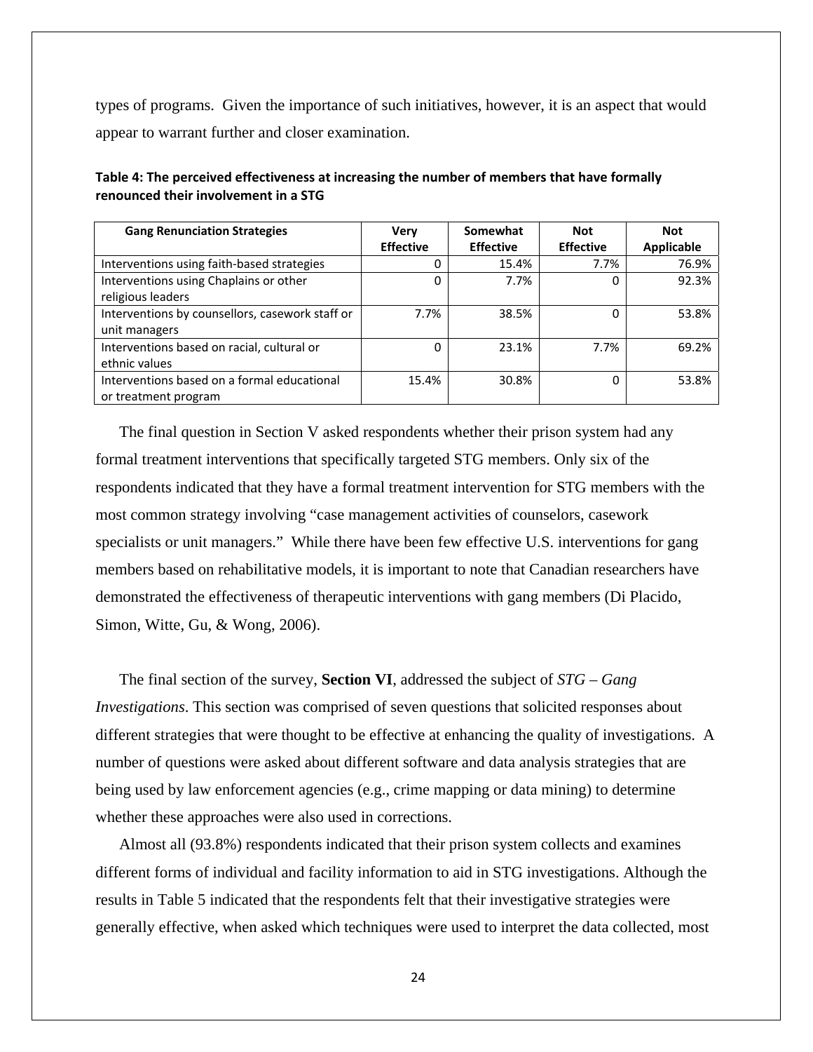types of programs. Given the importance of such initiatives, however, it is an aspect that would appear to warrant further and closer examination.

**Table 4: The perceived effectiveness at increasing the number of members that have formally renounced their involvement in a STG**

| Gang Renunciation Strategies | Very Effective | Somewhat Effective | Not Effective | Not Applicable |
|---|---|---|---|---|
| Interventions using faith-based strategies | 0 | 15.4% | 7.7% | 76.9% |
| Interventions using Chaplains or other religious leaders | 0 | 7.7% | 0 | 92.3% |
| Interventions by counsellors, casework staff or unit managers | 7.7% | 38.5% | 0 | 53.8% |
| Interventions based on racial, cultural or ethnic values | 0 | 23.1% | 7.7% | 69.2% |
| Interventions based on a formal educational or treatment program | 15.4% | 30.8% | 0 | 53.8% |

The final question in Section V asked respondents whether their prison system had any formal treatment interventions that specifically targeted STG members. Only six of the respondents indicated that they have a formal treatment intervention for STG members with the most common strategy involving "case management activities of counselors, casework specialists or unit managers." While there have been few effective U.S. interventions for gang members based on rehabilitative models, it is important to note that Canadian researchers have demonstrated the effectiveness of therapeutic interventions with gang members (Di Placido, Simon, Witte, Gu, & Wong, 2006).

The final section of the survey, **Section VI**, addressed the subject of *STG – Gang Investigations*. This section was comprised of seven questions that solicited responses about different strategies that were thought to be effective at enhancing the quality of investigations. A number of questions were asked about different software and data analysis strategies that are being used by law enforcement agencies (e.g., crime mapping or data mining) to determine whether these approaches were also used in corrections.

Almost all (93.8%) respondents indicated that their prison system collects and examines different forms of individual and facility information to aid in STG investigations. Although the results in Table 5 indicated that the respondents felt that their investigative strategies were generally effective, when asked which techniques were used to interpret the data collected, most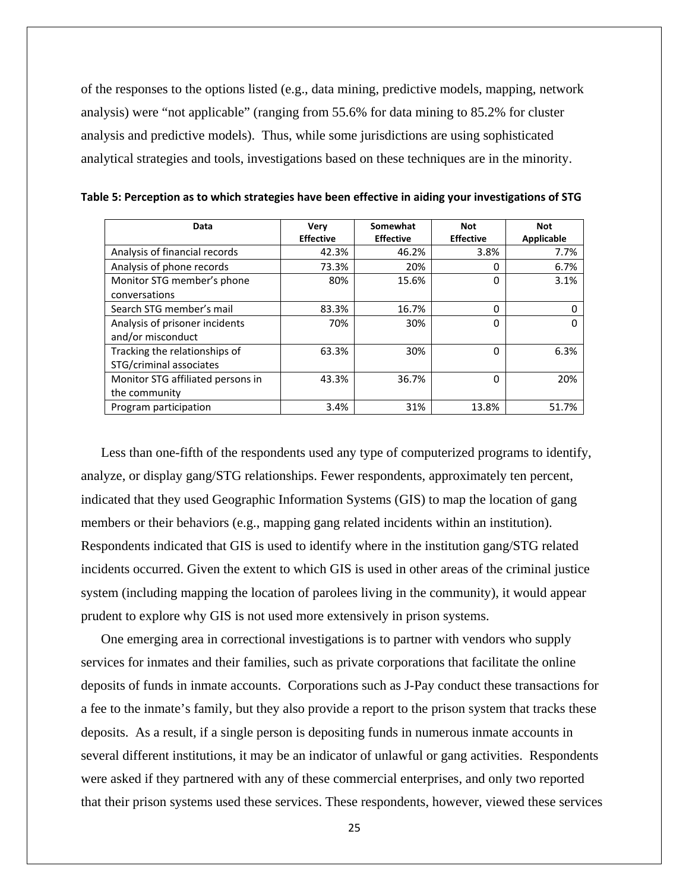of the responses to the options listed (e.g., data mining, predictive models, mapping, network analysis) were “not applicable” (ranging from 55.6% for data mining to 85.2% for cluster analysis and predictive models). Thus, while some jurisdictions are using sophisticated analytical strategies and tools, investigations based on these techniques are in the minority.

**Table 5: Perception as to which strategies have been effective in aiding your investigations of STG**

| Data | Very Effective | Somewhat Effective | Not Effective | Not Applicable |
|---|---|---|---|---|
| Analysis of financial records | 42.3% | 46.2% | 3.8% | 7.7% |
| Analysis of phone records | 73.3% | 20% | 0 | 6.7% |
| Monitor STG member’s phone conversations | 80% | 15.6% | 0 | 3.1% |
| Search STG member’s mail | 83.3% | 16.7% | 0 | 0 |
| Analysis of prisoner incidents and/or misconduct | 70% | 30% | 0 | 0 |
| Tracking the relationships of STG/criminal associates | 63.3% | 30% | 0 | 6.3% |
| Monitor STG affiliated persons in the community | 43.3% | 36.7% | 0 | 20% |
| Program participation | 3.4% | 31% | 13.8% | 51.7% |

Less than one-fifth of the respondents used any type of computerized programs to identify, analyze, or display gang/STG relationships. Fewer respondents, approximately ten percent, indicated that they used Geographic Information Systems (GIS) to map the location of gang members or their behaviors (e.g., mapping gang related incidents within an institution). Respondents indicated that GIS is used to identify where in the institution gang/STG related incidents occurred. Given the extent to which GIS is used in other areas of the criminal justice system (including mapping the location of parolees living in the community), it would appear prudent to explore why GIS is not used more extensively in prison systems.

One emerging area in correctional investigations is to partner with vendors who supply services for inmates and their families, such as private corporations that facilitate the online deposits of funds in inmate accounts. Corporations such as J-Pay conduct these transactions for a fee to the inmate’s family, but they also provide a report to the prison system that tracks these deposits. As a result, if a single person is depositing funds in numerous inmate accounts in several different institutions, it may be an indicator of unlawful or gang activities. Respondents were asked if they partnered with any of these commercial enterprises, and only two reported that their prison systems used these services. These respondents, however, viewed these services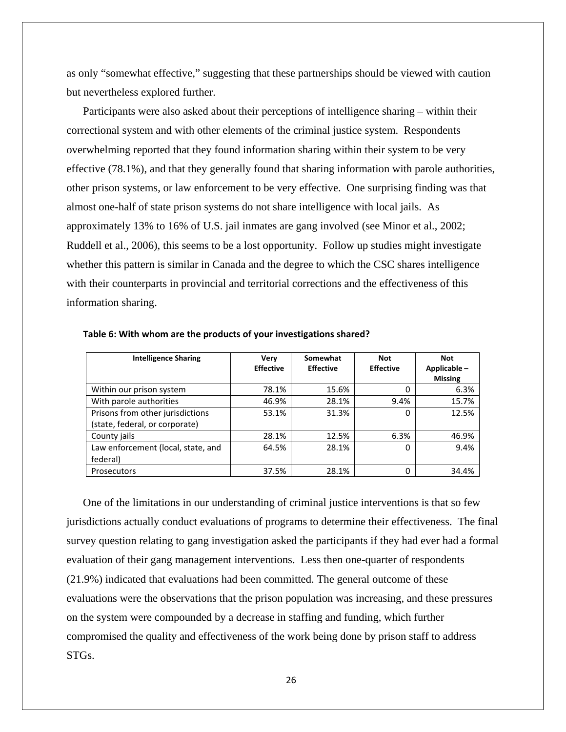as only "somewhat effective," suggesting that these partnerships should be viewed with caution but nevertheless explored further.

Participants were also asked about their perceptions of intelligence sharing – within their correctional system and with other elements of the criminal justice system. Respondents overwhelming reported that they found information sharing within their system to be very effective (78.1%), and that they generally found that sharing information with parole authorities, other prison systems, or law enforcement to be very effective. One surprising finding was that almost one-half of state prison systems do not share intelligence with local jails. As approximately 13% to 16% of U.S. jail inmates are gang involved (see Minor et al., 2002; Ruddell et al., 2006), this seems to be a lost opportunity. Follow up studies might investigate whether this pattern is similar in Canada and the degree to which the CSC shares intelligence with their counterparts in provincial and territorial corrections and the effectiveness of this information sharing.

**Table 6: With whom are the products of your investigations shared?**

| Intelligence Sharing | Very Effective | Somewhat Effective | Not Effective | Not Applicable – Missing |
|---|---|---|---|---|
| Within our prison system | 78.1% | 15.6% | 0 | 6.3% |
| With parole authorities | 46.9% | 28.1% | 9.4% | 15.7% |
| Prisons from other jurisdictions (state, federal, or corporate) | 53.1% | 31.3% | 0 | 12.5% |
| County jails | 28.1% | 12.5% | 6.3% | 46.9% |
| Law enforcement (local, state, and federal) | 64.5% | 28.1% | 0 | 9.4% |
| Prosecutors | 37.5% | 28.1% | 0 | 34.4% |

One of the limitations in our understanding of criminal justice interventions is that so few jurisdictions actually conduct evaluations of programs to determine their effectiveness. The final survey question relating to gang investigation asked the participants if they had ever had a formal evaluation of their gang management interventions. Less then one-quarter of respondents (21.9%) indicated that evaluations had been committed. The general outcome of these evaluations were the observations that the prison population was increasing, and these pressures on the system were compounded by a decrease in staffing and funding, which further compromised the quality and effectiveness of the work being done by prison staff to address STGs.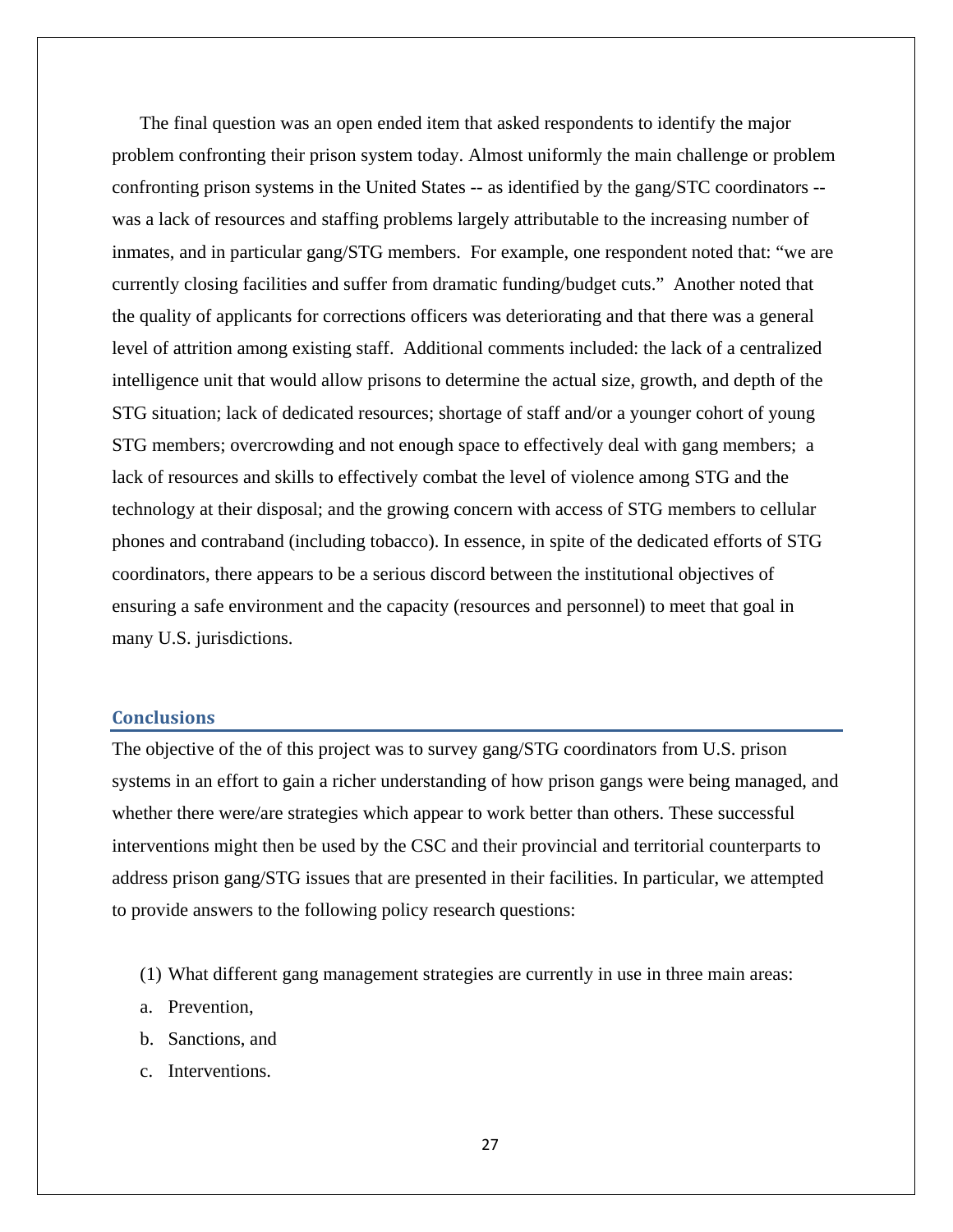The final question was an open ended item that asked respondents to identify the major problem confronting their prison system today. Almost uniformly the main challenge or problem confronting prison systems in the United States -- as identified by the gang/STC coordinators -- was a lack of resources and staffing problems largely attributable to the increasing number of inmates, and in particular gang/STG members. For example, one respondent noted that: "we are currently closing facilities and suffer from dramatic funding/budget cuts." Another noted that the quality of applicants for corrections officers was deteriorating and that there was a general level of attrition among existing staff. Additional comments included: the lack of a centralized intelligence unit that would allow prisons to determine the actual size, growth, and depth of the STG situation; lack of dedicated resources; shortage of staff and/or a younger cohort of young STG members; overcrowding and not enough space to effectively deal with gang members; a lack of resources and skills to effectively combat the level of violence among STG and the technology at their disposal; and the growing concern with access of STG members to cellular phones and contraband (including tobacco). In essence, in spite of the dedicated efforts of STG coordinators, there appears to be a serious discord between the institutional objectives of ensuring a safe environment and the capacity (resources and personnel) to meet that goal in many U.S. jurisdictions.

## Conclusions

The objective of the of this project was to survey gang/STG coordinators from U.S. prison systems in an effort to gain a richer understanding of how prison gangs were being managed, and whether there were/are strategies which appear to work better than others. These successful interventions might then be used by the CSC and their provincial and territorial counterparts to address prison gang/STG issues that are presented in their facilities. In particular, we attempted to provide answers to the following policy research questions:

(1) What different gang management strategies are currently in use in three main areas:

a. Prevention,

b. Sanctions, and

c. Interventions.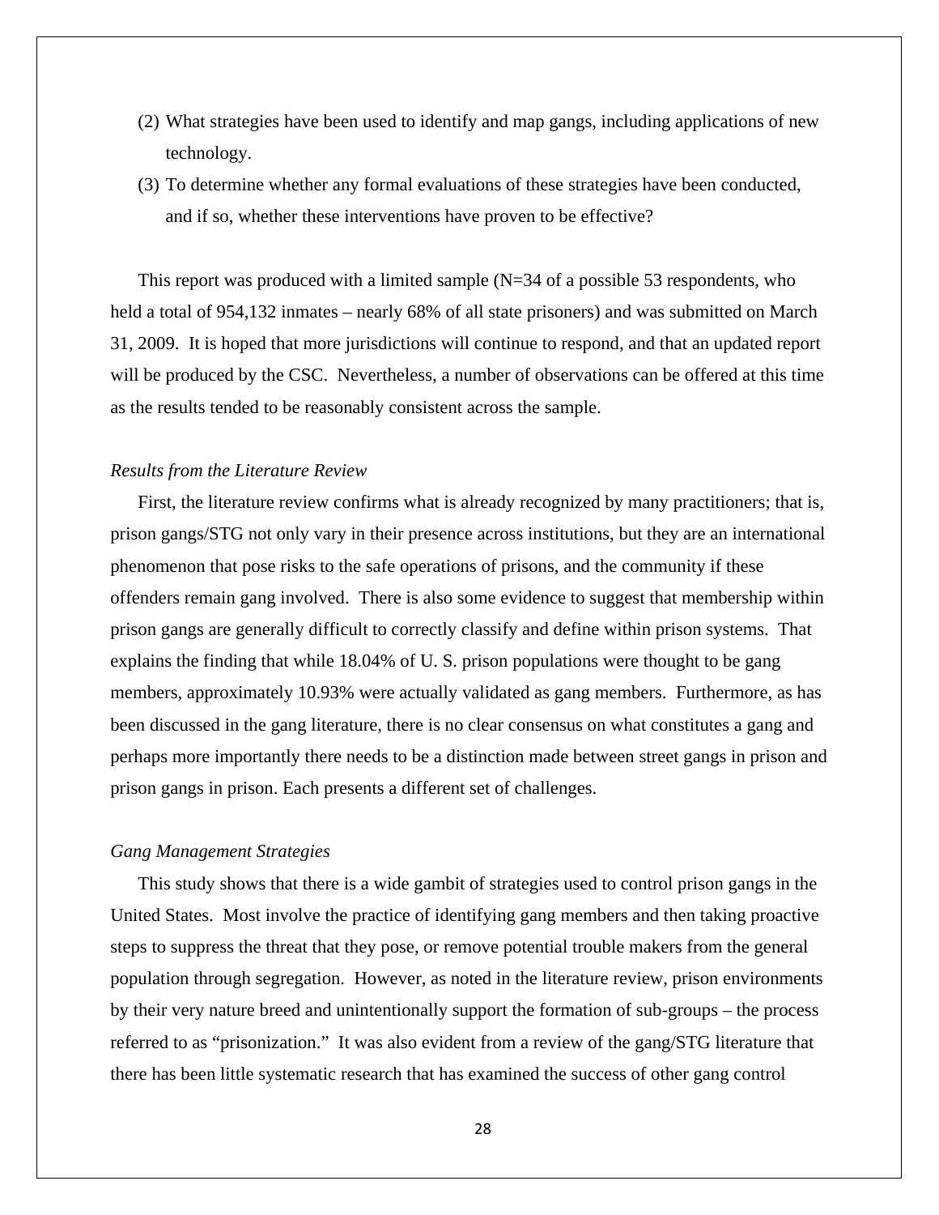(2) What strategies have been used to identify and map gangs, including applications of new technology.

(3) To determine whether any formal evaluations of these strategies have been conducted, and if so, whether these interventions have proven to be effective?

This report was produced with a limited sample (N=34 of a possible 53 respondents, who held a total of 954,132 inmates – nearly 68% of all state prisoners) and was submitted on March 31, 2009. It is hoped that more jurisdictions will continue to respond, and that an updated report will be produced by the CSC. Nevertheless, a number of observations can be offered at this time as the results tended to be reasonably consistent across the sample.

*Results from the Literature Review*

First, the literature review confirms what is already recognized by many practitioners; that is, prison gangs/STG not only vary in their presence across institutions, but they are an international phenomenon that pose risks to the safe operations of prisons, and the community if these offenders remain gang involved. There is also some evidence to suggest that membership within prison gangs are generally difficult to correctly classify and define within prison systems. That explains the finding that while 18.04% of U. S. prison populations were thought to be gang members, approximately 10.93% were actually validated as gang members. Furthermore, as has been discussed in the gang literature, there is no clear consensus on what constitutes a gang and perhaps more importantly there needs to be a distinction made between street gangs in prison and prison gangs in prison. Each presents a different set of challenges.

*Gang Management Strategies*

This study shows that there is a wide gambit of strategies used to control prison gangs in the United States. Most involve the practice of identifying gang members and then taking proactive steps to suppress the threat that they pose, or remove potential trouble makers from the general population through segregation. However, as noted in the literature review, prison environments by their very nature breed and unintentionally support the formation of sub-groups – the process referred to as "prisonization." It was also evident from a review of the gang/STG literature that there has been little systematic research that has examined the success of other gang control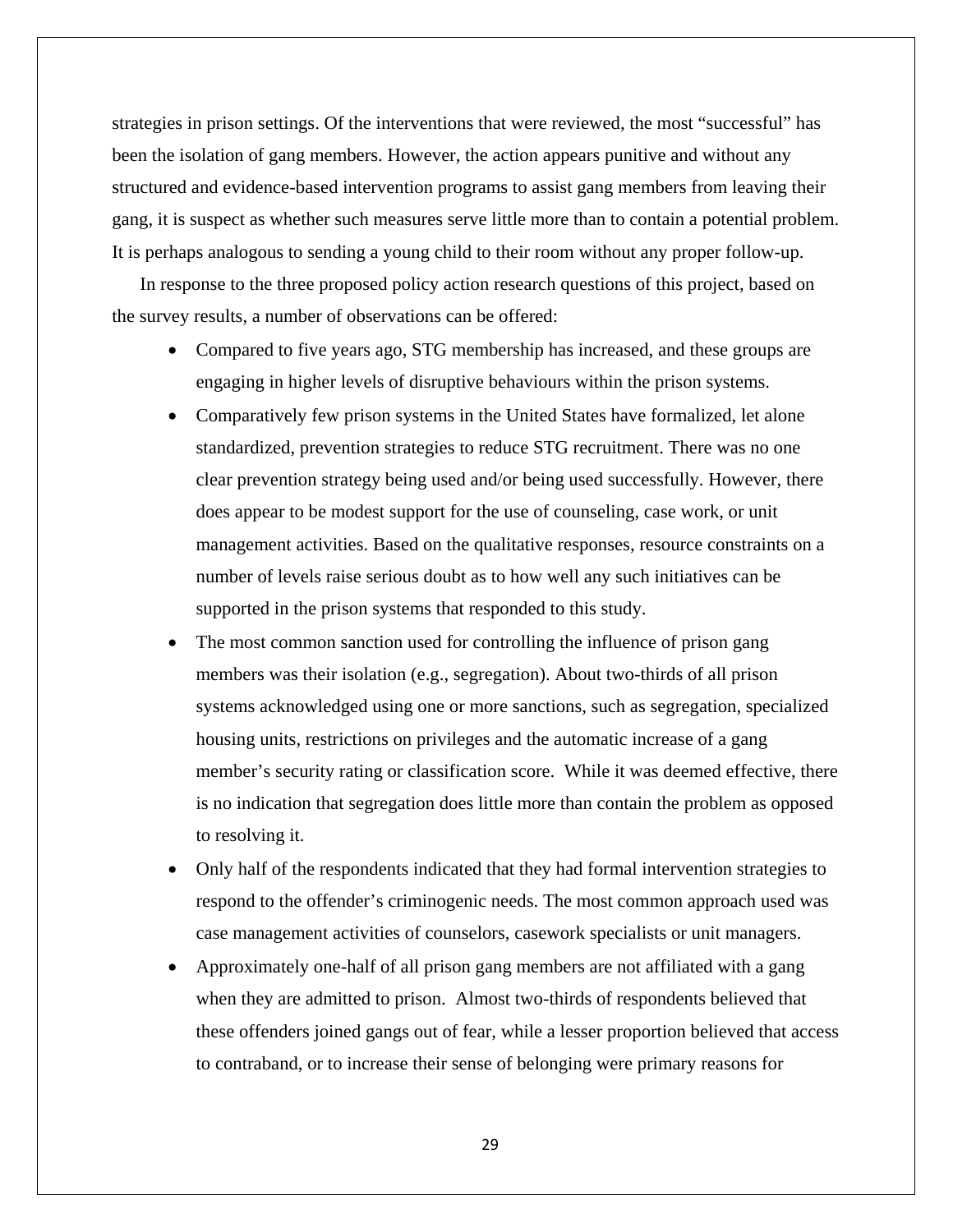strategies in prison settings. Of the interventions that were reviewed, the most "successful" has been the isolation of gang members. However, the action appears punitive and without any structured and evidence-based intervention programs to assist gang members from leaving their gang, it is suspect as whether such measures serve little more than to contain a potential problem. It is perhaps analogous to sending a young child to their room without any proper follow-up.

In response to the three proposed policy action research questions of this project, based on the survey results, a number of observations can be offered:

- Compared to five years ago, STG membership has increased, and these groups are engaging in higher levels of disruptive behaviours within the prison systems.
- Comparatively few prison systems in the United States have formalized, let alone standardized, prevention strategies to reduce STG recruitment. There was no one clear prevention strategy being used and/or being used successfully. However, there does appear to be modest support for the use of counseling, case work, or unit management activities. Based on the qualitative responses, resource constraints on a number of levels raise serious doubt as to how well any such initiatives can be supported in the prison systems that responded to this study.
- The most common sanction used for controlling the influence of prison gang members was their isolation (e.g., segregation). About two-thirds of all prison systems acknowledged using one or more sanctions, such as segregation, specialized housing units, restrictions on privileges and the automatic increase of a gang member's security rating or classification score. While it was deemed effective, there is no indication that segregation does little more than contain the problem as opposed to resolving it.
- Only half of the respondents indicated that they had formal intervention strategies to respond to the offender's criminogenic needs. The most common approach used was case management activities of counselors, casework specialists or unit managers.
- Approximately one-half of all prison gang members are not affiliated with a gang when they are admitted to prison. Almost two-thirds of respondents believed that these offenders joined gangs out of fear, while a lesser proportion believed that access to contraband, or to increase their sense of belonging were primary reasons for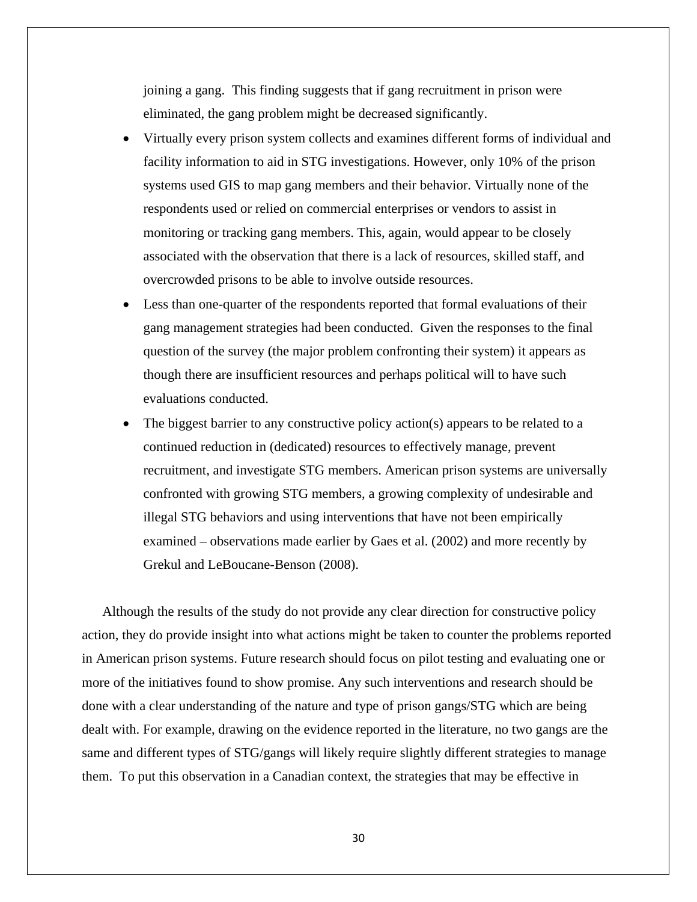joining a gang.  This finding suggests that if gang recruitment in prison were eliminated, the gang problem might be decreased significantly.

- Virtually every prison system collects and examines different forms of individual and facility information to aid in STG investigations. However, only 10% of the prison systems used GIS to map gang members and their behavior. Virtually none of the respondents used or relied on commercial enterprises or vendors to assist in monitoring or tracking gang members. This, again, would appear to be closely associated with the observation that there is a lack of resources, skilled staff, and overcrowded prisons to be able to involve outside resources.
- Less than one-quarter of the respondents reported that formal evaluations of their gang management strategies had been conducted.  Given the responses to the final question of the survey (the major problem confronting their system) it appears as though there are insufficient resources and perhaps political will to have such evaluations conducted.
- The biggest barrier to any constructive policy action(s) appears to be related to a continued reduction in (dedicated) resources to effectively manage, prevent recruitment, and investigate STG members. American prison systems are universally confronted with growing STG members, a growing complexity of undesirable and illegal STG behaviors and using interventions that have not been empirically examined – observations made earlier by Gaes et al. (2002) and more recently by Grekul and LeBoucane-Benson (2008).

Although the results of the study do not provide any clear direction for constructive policy action, they do provide insight into what actions might be taken to counter the problems reported in American prison systems. Future research should focus on pilot testing and evaluating one or more of the initiatives found to show promise. Any such interventions and research should be done with a clear understanding of the nature and type of prison gangs/STG which are being dealt with. For example, drawing on the evidence reported in the literature, no two gangs are the same and different types of STG/gangs will likely require slightly different strategies to manage them.  To put this observation in a Canadian context, the strategies that may be effective in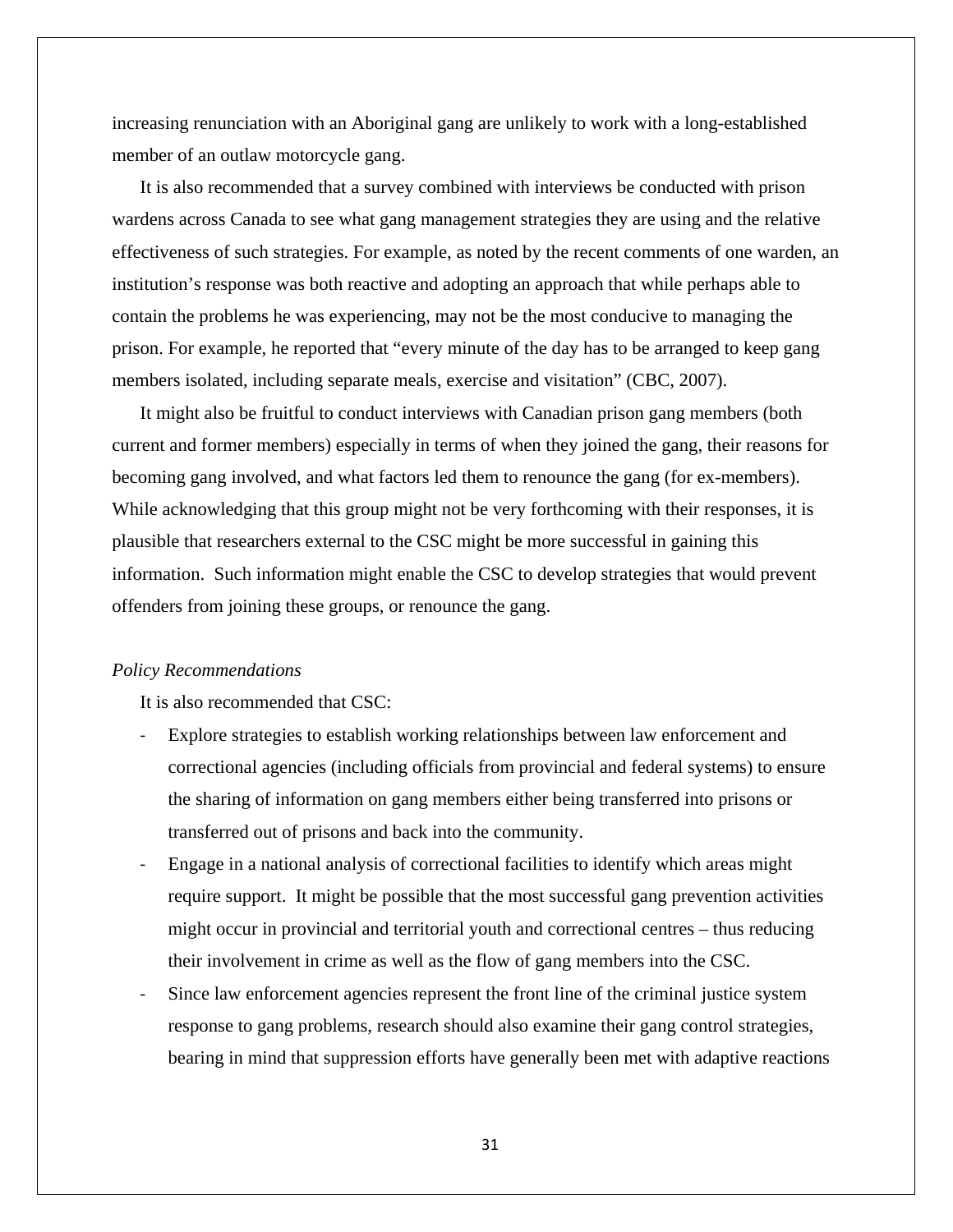increasing renunciation with an Aboriginal gang are unlikely to work with a long-established member of an outlaw motorcycle gang.

It is also recommended that a survey combined with interviews be conducted with prison wardens across Canada to see what gang management strategies they are using and the relative effectiveness of such strategies. For example, as noted by the recent comments of one warden, an institution's response was both reactive and adopting an approach that while perhaps able to contain the problems he was experiencing, may not be the most conducive to managing the prison. For example, he reported that "every minute of the day has to be arranged to keep gang members isolated, including separate meals, exercise and visitation" (CBC, 2007).

It might also be fruitful to conduct interviews with Canadian prison gang members (both current and former members) especially in terms of when they joined the gang, their reasons for becoming gang involved, and what factors led them to renounce the gang (for ex-members). While acknowledging that this group might not be very forthcoming with their responses, it is plausible that researchers external to the CSC might be more successful in gaining this information. Such information might enable the CSC to develop strategies that would prevent offenders from joining these groups, or renounce the gang.

*Policy Recommendations*

It is also recommended that CSC:

- Explore strategies to establish working relationships between law enforcement and correctional agencies (including officials from provincial and federal systems) to ensure the sharing of information on gang members either being transferred into prisons or transferred out of prisons and back into the community.
- Engage in a national analysis of correctional facilities to identify which areas might require support. It might be possible that the most successful gang prevention activities might occur in provincial and territorial youth and correctional centres – thus reducing their involvement in crime as well as the flow of gang members into the CSC.
- Since law enforcement agencies represent the front line of the criminal justice system response to gang problems, research should also examine their gang control strategies, bearing in mind that suppression efforts have generally been met with adaptive reactions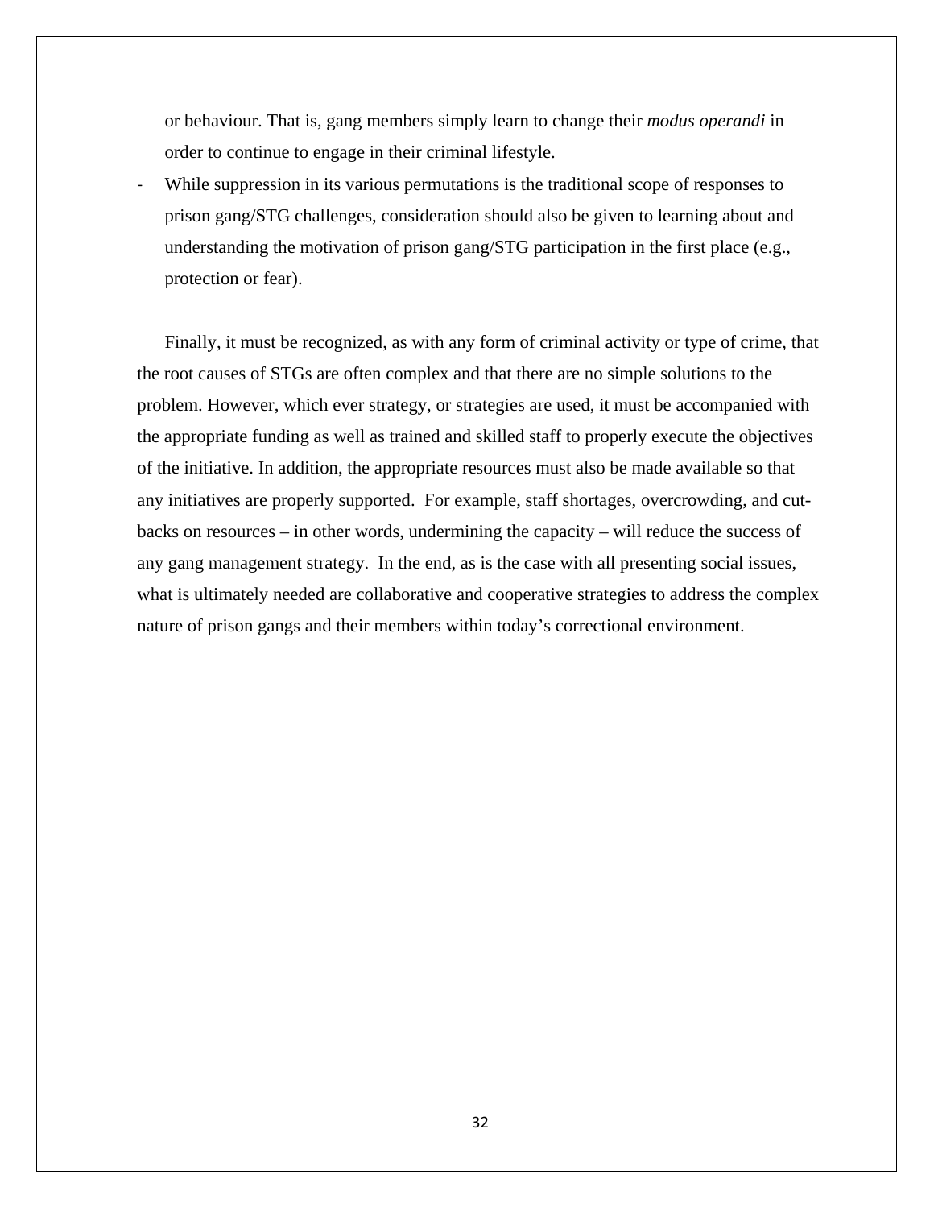or behaviour. That is, gang members simply learn to change their *modus operandi* in order to continue to engage in their criminal lifestyle.

- While suppression in its various permutations is the traditional scope of responses to prison gang/STG challenges, consideration should also be given to learning about and understanding the motivation of prison gang/STG participation in the first place (e.g., protection or fear).

Finally, it must be recognized, as with any form of criminal activity or type of crime, that the root causes of STGs are often complex and that there are no simple solutions to the problem. However, which ever strategy, or strategies are used, it must be accompanied with the appropriate funding as well as trained and skilled staff to properly execute the objectives of the initiative. In addition, the appropriate resources must also be made available so that any initiatives are properly supported. For example, staff shortages, overcrowding, and cut-backs on resources – in other words, undermining the capacity – will reduce the success of any gang management strategy. In the end, as is the case with all presenting social issues, what is ultimately needed are collaborative and cooperative strategies to address the complex nature of prison gangs and their members within today's correctional environment.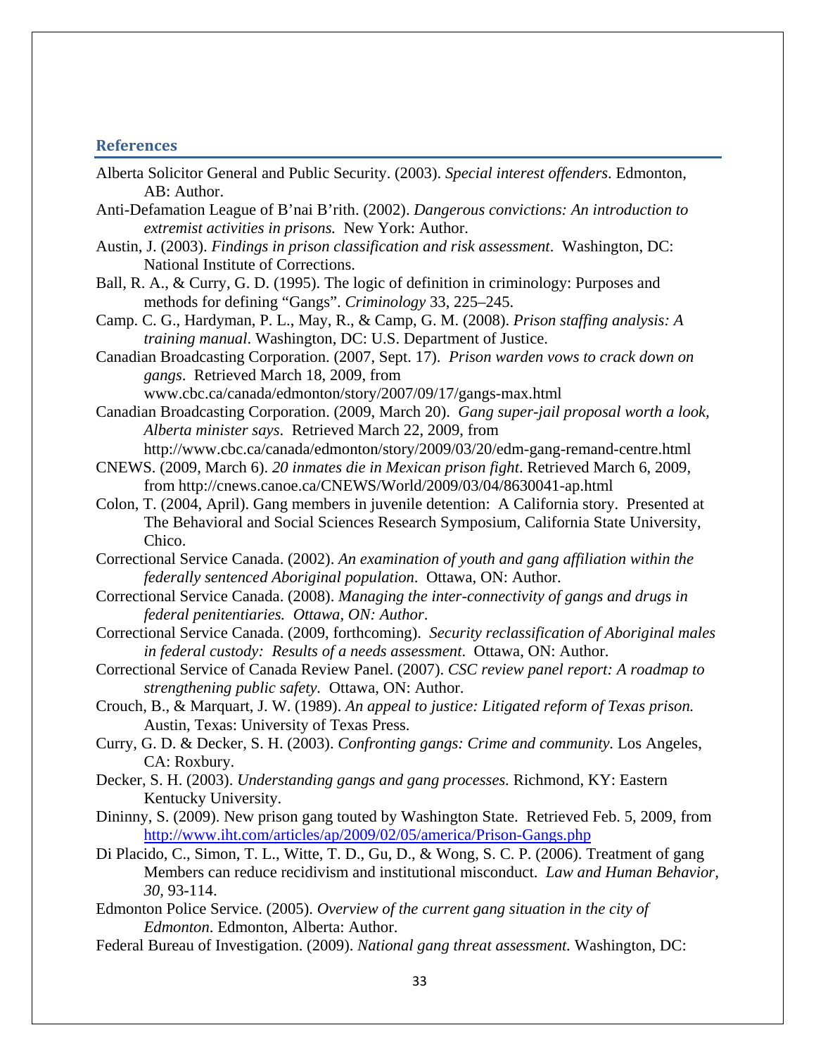## References

Alberta Solicitor General and Public Security. (2003). *Special interest offenders*. Edmonton, AB: Author.

Anti-Defamation League of B'nai B'rith. (2002). *Dangerous convictions: An introduction to extremist activities in prisons.* New York: Author.

Austin, J. (2003). *Findings in prison classification and risk assessment*. Washington, DC: National Institute of Corrections.

Ball, R. A., & Curry, G. D. (1995). The logic of definition in criminology: Purposes and methods for defining "Gangs". *Criminology* 33, 225–245.

Camp. C. G., Hardyman, P. L., May, R., & Camp, G. M. (2008). *Prison staffing analysis: A training manual*. Washington, DC: U.S. Department of Justice.

Canadian Broadcasting Corporation. (2007, Sept. 17). *Prison warden vows to crack down on gangs*. Retrieved March 18, 2009, from www.cbc.ca/canada/edmonton/story/2007/09/17/gangs-max.html

Canadian Broadcasting Corporation. (2009, March 20). *Gang super-jail proposal worth a look, Alberta minister says*. Retrieved March 22, 2009, from http://www.cbc.ca/canada/edmonton/story/2009/03/20/edm-gang-remand-centre.html

CNEWS. (2009, March 6). *20 inmates die in Mexican prison fight*. Retrieved March 6, 2009, from http://cnews.canoe.ca/CNEWS/World/2009/03/04/8630041-ap.html

Colon, T. (2004, April). Gang members in juvenile detention: A California story. Presented at The Behavioral and Social Sciences Research Symposium, California State University, Chico.

Correctional Service Canada. (2002). *An examination of youth and gang affiliation within the federally sentenced Aboriginal population*. Ottawa, ON: Author.

Correctional Service Canada. (2008). *Managing the inter-connectivity of gangs and drugs in federal penitentiaries. Ottawa, ON: Author.*

Correctional Service Canada. (2009, forthcoming). *Security reclassification of Aboriginal males in federal custody: Results of a needs assessment*. Ottawa, ON: Author.

Correctional Service of Canada Review Panel. (2007). *CSC review panel report: A roadmap to strengthening public safety.* Ottawa, ON: Author.

Crouch, B., & Marquart, J. W. (1989). *An appeal to justice: Litigated reform of Texas prison.* Austin, Texas: University of Texas Press.

Curry, G. D. & Decker, S. H. (2003). *Confronting gangs: Crime and community.* Los Angeles, CA: Roxbury.

Decker, S. H. (2003). *Understanding gangs and gang processes.* Richmond, KY: Eastern Kentucky University.

Dininny, S. (2009). New prison gang touted by Washington State. Retrieved Feb. 5, 2009, from http://www.iht.com/articles/ap/2009/02/05/america/Prison-Gangs.php

Di Placido, C., Simon, T. L., Witte, T. D., Gu, D., & Wong, S. C. P. (2006). Treatment of gang Members can reduce recidivism and institutional misconduct. *Law and Human Behavior, 30*, 93-114.

Edmonton Police Service. (2005). *Overview of the current gang situation in the city of Edmonton*. Edmonton, Alberta: Author.

Federal Bureau of Investigation. (2009). *National gang threat assessment*. Washington, DC: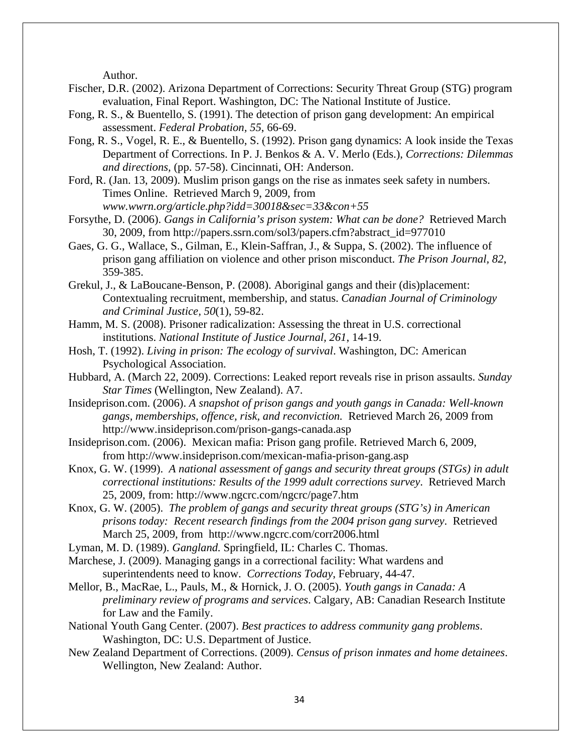Author.

Fischer, D.R. (2002). Arizona Department of Corrections: Security Threat Group (STG) program evaluation, Final Report. Washington, DC: The National Institute of Justice.

Fong, R. S., & Buentello, S. (1991). The detection of prison gang development: An empirical assessment. *Federal Probation, 55*, 66-69.

Fong, R. S., Vogel, R. E., & Buentello, S. (1992). Prison gang dynamics: A look inside the Texas Department of Corrections. In P. J. Benkos & A. V. Merlo (Eds.), *Corrections: Dilemmas and directions,* (pp. 57-58). Cincinnati, OH: Anderson.

Ford, R. (Jan. 13, 2009). Muslim prison gangs on the rise as inmates seek safety in numbers. Times Online. Retrieved March 9, 2009, from *www.wwrn.org/article.php?idd=30018&sec=33&con+55*

Forsythe, D. (2006). *Gangs in California's prison system: What can be done?* Retrieved March 30, 2009, from http://papers.ssrn.com/sol3/papers.cfm?abstract_id=977010

Gaes, G. G., Wallace, S., Gilman, E., Klein-Saffran, J., & Suppa, S. (2002). The influence of prison gang affiliation on violence and other prison misconduct. *The Prison Journal, 82*, 359-385.

Grekul, J., & LaBoucane-Benson, P. (2008). Aboriginal gangs and their (dis)placement: Contextualing recruitment, membership, and status. *Canadian Journal of Criminology and Criminal Justice, 50*(1), 59-82.

Hamm, M. S. (2008). Prisoner radicalization: Assessing the threat in U.S. correctional institutions. *National Institute of Justice Journal, 261*, 14-19.

Hosh, T. (1992). *Living in prison: The ecology of survival*. Washington, DC: American Psychological Association.

Hubbard, A. (March 22, 2009). Corrections: Leaked report reveals rise in prison assaults. *Sunday Star Times* (Wellington, New Zealand). A7.

Insideprison.com. (2006). *A snapshot of prison gangs and youth gangs in Canada: Well-known gangs, memberships, offence, risk, and reconviction.* Retrieved March 26, 2009 from http://www.insideprison.com/prison-gangs-canada.asp

Insideprison.com. (2006). Mexican mafia: Prison gang profile. Retrieved March 6, 2009, from http://www.insideprison.com/mexican-mafia-prison-gang.asp

Knox, G. W. (1999). *A national assessment of gangs and security threat groups (STGs) in adult correctional institutions: Results of the 1999 adult corrections survey*. Retrieved March 25, 2009, from: http://www.ngcrc.com/ngcrc/page7.htm

Knox, G. W. (2005). *The problem of gangs and security threat groups (STG's) in American prisons today: Recent research findings from the 2004 prison gang survey*. Retrieved March 25, 2009, from http://www.ngcrc.com/corr2006.html

Lyman, M. D. (1989). *Gangland.* Springfield, IL: Charles C. Thomas.

Marchese, J. (2009). Managing gangs in a correctional facility: What wardens and superintendents need to know. *Corrections Today*, February, 44-47.

Mellor, B., MacRae, L., Pauls, M., & Hornick, J. O. (2005). *Youth gangs in Canada: A preliminary review of programs and services*. Calgary, AB: Canadian Research Institute for Law and the Family.

National Youth Gang Center. (2007). *Best practices to address community gang problems*. Washington, DC: U.S. Department of Justice.

New Zealand Department of Corrections. (2009). *Census of prison inmates and home detainees*. Wellington, New Zealand: Author.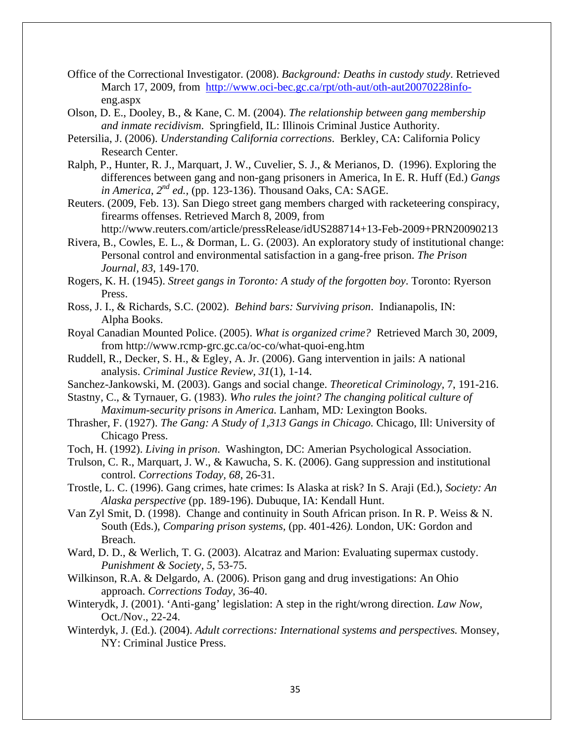Office of the Correctional Investigator. (2008). *Background: Deaths in custody study*. Retrieved March 17, 2009, from http://www.oci-bec.gc.ca/rpt/oth-aut/oth-aut20070228info-eng.aspx

Olson, D. E., Dooley, B., & Kane, C. M. (2004). *The relationship between gang membership and inmate recidivism*. Springfield, IL: Illinois Criminal Justice Authority.

Petersilia, J. (2006). *Understanding California corrections*. Berkley, CA: California Policy Research Center.

Ralph, P., Hunter, R. J., Marquart, J. W., Cuvelier, S. J., & Merianos, D. (1996). Exploring the differences between gang and non-gang prisoners in America, In E. R. Huff (Ed.) *Gangs in America, 2nd ed.,* (pp. 123-136). Thousand Oaks, CA: SAGE.

Reuters. (2009, Feb. 13). San Diego street gang members charged with racketeering conspiracy, firearms offenses. Retrieved March 8, 2009, from http://www.reuters.com/article/pressRelease/idUS288714+13-Feb-2009+PRN20090213

Rivera, B., Cowles, E. L., & Dorman, L. G. (2003). An exploratory study of institutional change: Personal control and environmental satisfaction in a gang-free prison. *The Prison Journal, 83*, 149-170.

Rogers, K. H. (1945). *Street gangs in Toronto: A study of the forgotten boy*. Toronto: Ryerson Press.

Ross, J. I., & Richards, S.C. (2002). *Behind bars: Surviving prison*. Indianapolis, IN: Alpha Books.

Royal Canadian Mounted Police. (2005). *What is organized crime?* Retrieved March 30, 2009, from http://www.rcmp-grc.gc.ca/oc-co/what-quoi-eng.htm

Ruddell, R., Decker, S. H., & Egley, A. Jr. (2006). Gang intervention in jails: A national analysis. *Criminal Justice Review, 31*(1), 1-14.

Sanchez-Jankowski, M. (2003). Gangs and social change. *Theoretical Criminology,* 7, 191-216.

Stastny, C., & Tyrnauer, G. (1983). *Who rules the joint? The changing political culture of Maximum-security prisons in America.* Lanham, MD*:* Lexington Books.

Thrasher, F. (1927). *The Gang: A Study of 1,313 Gangs in Chicago.* Chicago, Ill: University of Chicago Press.

Toch, H. (1992). *Living in prison*. Washington, DC: Amerian Psychological Association.

Trulson, C. R., Marquart, J. W., & Kawucha, S. K. (2006). Gang suppression and institutional control. *Corrections Today, 68*, 26-31.

Trostle, L. C. (1996). Gang crimes, hate crimes: Is Alaska at risk? In S. Araji (Ed.), *Society: An Alaska perspective* (pp. 189-196). Dubuque, IA: Kendall Hunt.

Van Zyl Smit, D. (1998). Change and continuity in South African prison. In R. P. Weiss & N. South (Eds.), *Comparing prison systems,* (pp. 401-426*).* London, UK: Gordon and Breach.

Ward, D. D., & Werlich, T. G. (2003). Alcatraz and Marion: Evaluating supermax custody. *Punishment & Society, 5*, 53-75.

Wilkinson, R.A. & Delgardo, A. (2006). Prison gang and drug investigations: An Ohio approach. *Corrections Today,* 36-40.

Winterydk, J. (2001). 'Anti-gang' legislation: A step in the right/wrong direction. *Law Now,* Oct./Nov., 22-24.

Winterdyk, J. (Ed.). (2004). *Adult corrections: International systems and perspectives.* Monsey, NY: Criminal Justice Press.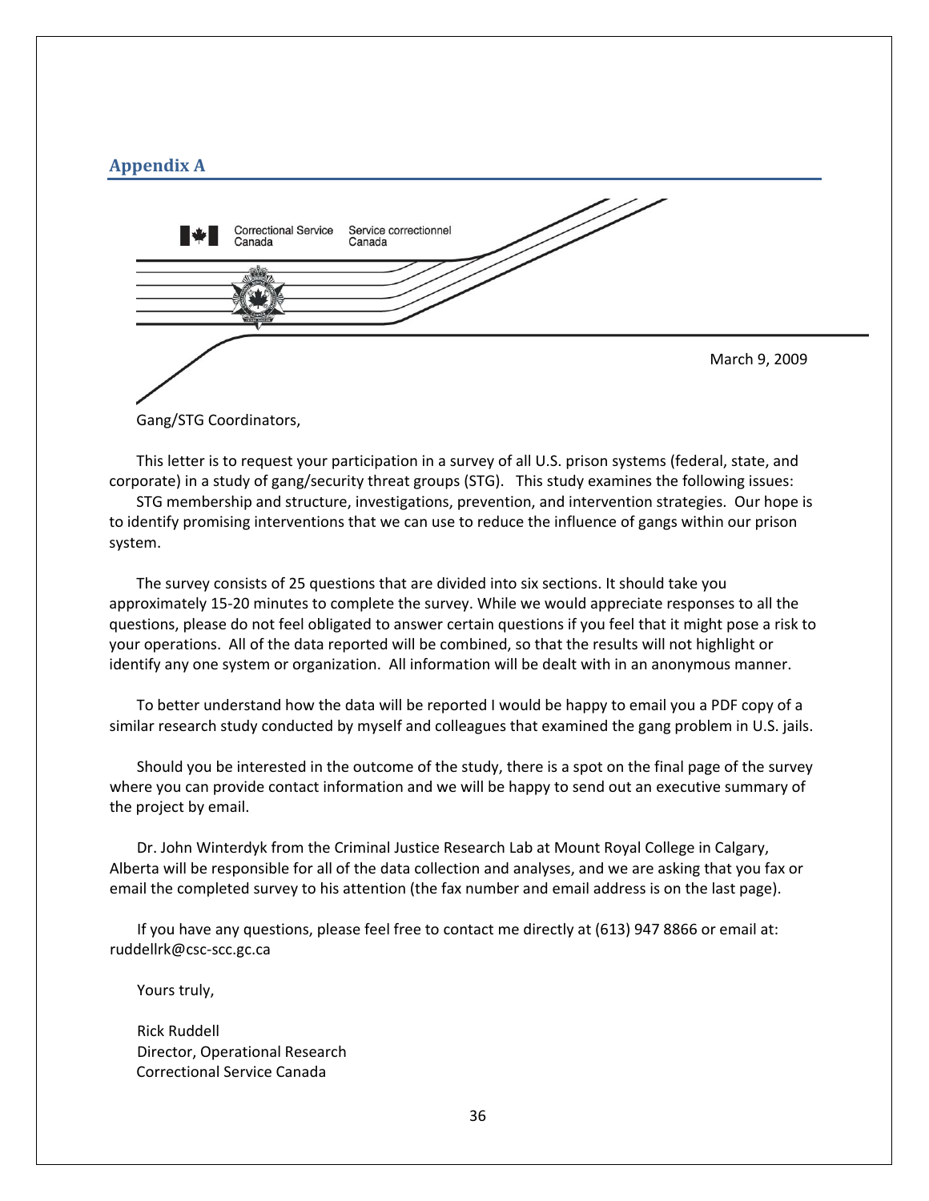## Appendix A

Correctional Service Canada    Service correctionnel Canada

March 9, 2009

Gang/STG Coordinators,

This letter is to request your participation in a survey of all U.S. prison systems (federal, state, and corporate) in a study of gang/security threat groups (STG). This study examines the following issues: STG membership and structure, investigations, prevention, and intervention strategies. Our hope is to identify promising interventions that we can use to reduce the influence of gangs within our prison system.

The survey consists of 25 questions that are divided into six sections. It should take you approximately 15-20 minutes to complete the survey. While we would appreciate responses to all the questions, please do not feel obligated to answer certain questions if you feel that it might pose a risk to your operations. All of the data reported will be combined, so that the results will not highlight or identify any one system or organization. All information will be dealt with in an anonymous manner.

To better understand how the data will be reported I would be happy to email you a PDF copy of a similar research study conducted by myself and colleagues that examined the gang problem in U.S. jails.

Should you be interested in the outcome of the study, there is a spot on the final page of the survey where you can provide contact information and we will be happy to send out an executive summary of the project by email.

Dr. John Winterdyk from the Criminal Justice Research Lab at Mount Royal College in Calgary, Alberta will be responsible for all of the data collection and analyses, and we are asking that you fax or email the completed survey to his attention (the fax number and email address is on the last page).

If you have any questions, please feel free to contact me directly at (613) 947 8866 or email at: ruddellrk@csc-scc.gc.ca

Yours truly,

Rick Ruddell
Director, Operational Research
Correctional Service Canada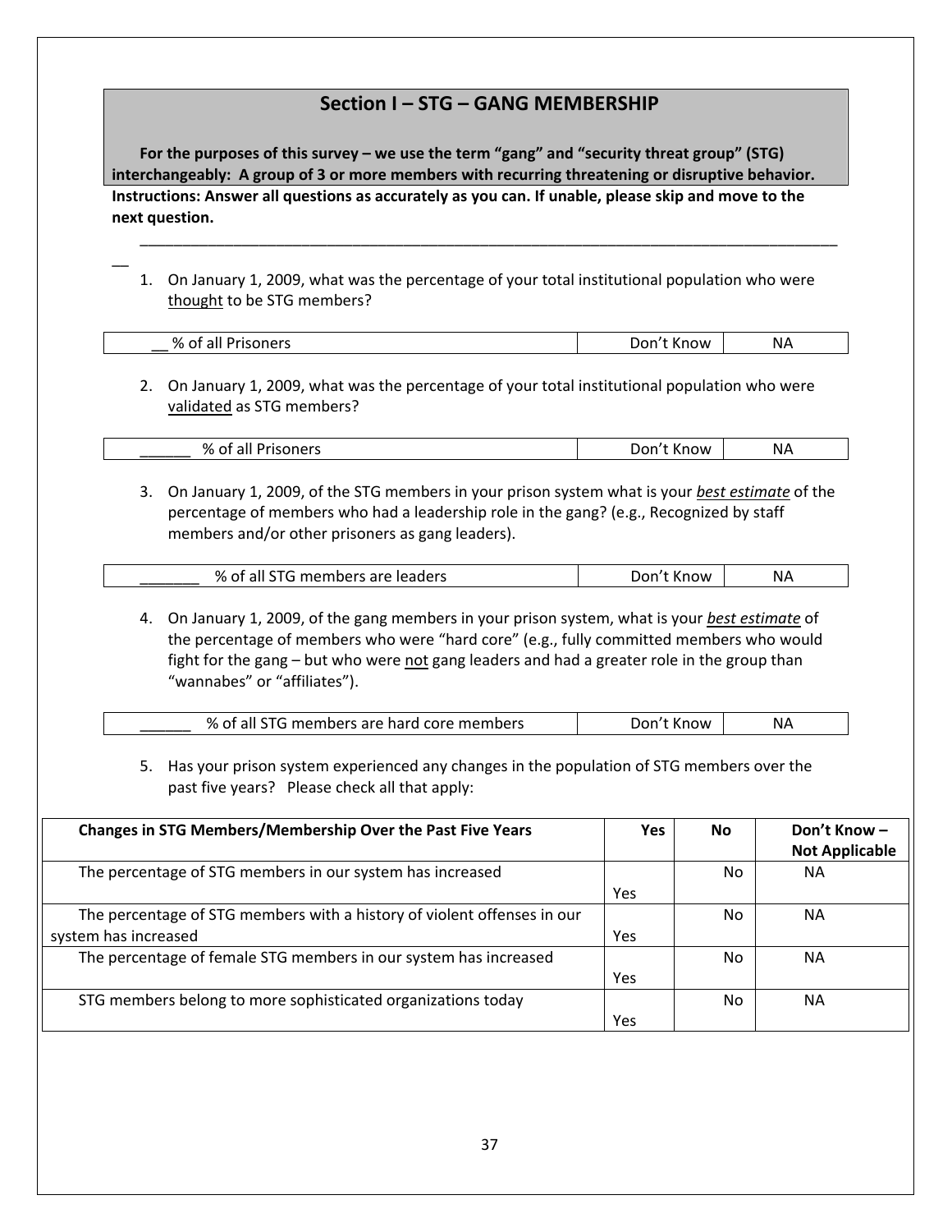## Section I – STG – GANG MEMBERSHIP

**For the purposes of this survey – we use the term "gang" and "security threat group" (STG) interchangeably: A group of 3 or more members with recurring threatening or disruptive behavior.**

**Instructions: Answer all questions as accurately as you can. If unable, please skip and move to the next question.**

---

1. On January 1, 2009, what was the percentage of your total institutional population who were <u>thought</u> to be STG members?

| __ % of all Prisoners | Don't Know | NA |
|---|---|---|

2. On January 1, 2009, what was the percentage of your total institutional population who were <u>validated</u> as STG members?

| ______ % of all Prisoners | Don't Know | NA |
|---|---|---|

3. On January 1, 2009, of the STG members in your prison system what is your ***best estimate*** of the percentage of members who had a leadership role in the gang? (e.g., Recognized by staff members and/or other prisoners as gang leaders).

| _______ % of all STG members are leaders | Don't Know | NA |
|---|---|---|

4. On January 1, 2009, of the gang members in your prison system, what is your ***best estimate*** of the percentage of members who were "hard core" (e.g., fully committed members who would fight for the gang – but who were <u>not</u> gang leaders and had a greater role in the group than "wannabes" or "affiliates").

| ______ % of all STG members are hard core members | Don't Know | NA |
|---|---|---|

5. Has your prison system experienced any changes in the population of STG members over the past five years? Please check all that apply:

| **Changes in STG Members/Membership Over the Past Five Years** | **Yes** | **No** | **Don't Know – Not Applicable** |
|---|---|---|---|
| The percentage of STG members in our system has increased | Yes | No | NA |
| The percentage of STG members with a history of violent offenses in our system has increased | Yes | No | NA |
| The percentage of female STG members in our system has increased | Yes | No | NA |
| STG members belong to more sophisticated organizations today | Yes | No | NA |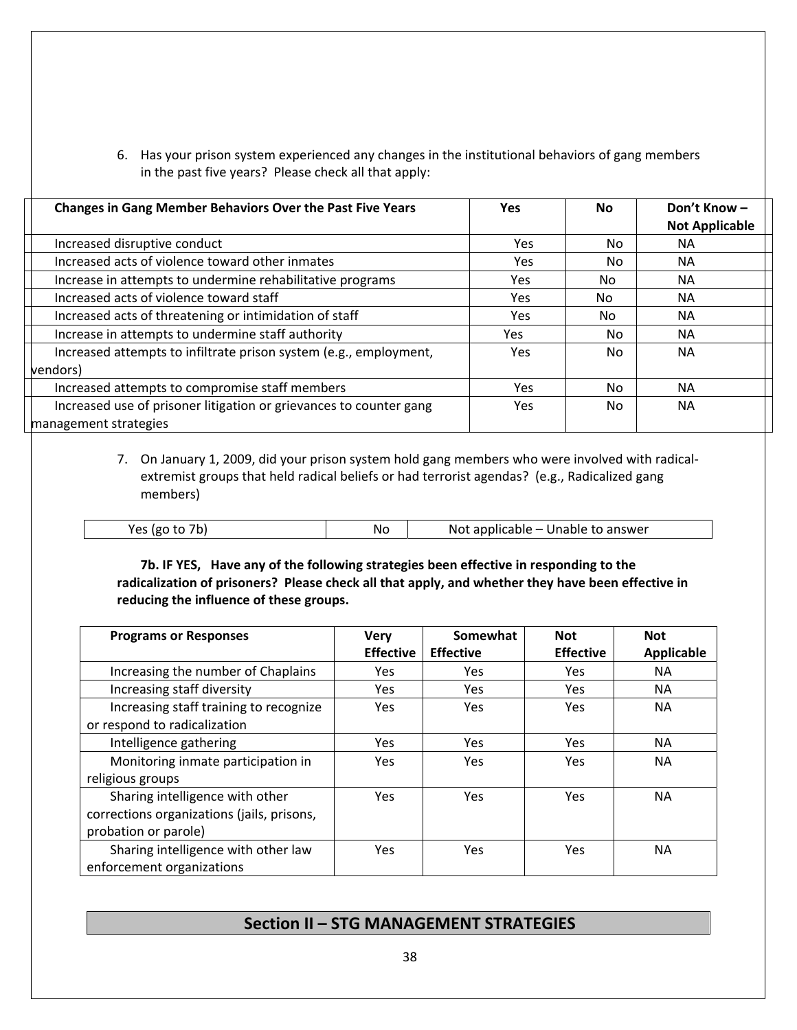6. Has your prison system experienced any changes in the institutional behaviors of gang members in the past five years? Please check all that apply:

| Changes in Gang Member Behaviors Over the Past Five Years | Yes | No | Don't Know – Not Applicable |
|---|---|---|---|
| Increased disruptive conduct | Yes | No | NA |
| Increased acts of violence toward other inmates | Yes | No | NA |
| Increase in attempts to undermine rehabilitative programs | Yes | No | NA |
| Increased acts of violence toward staff | Yes | No | NA |
| Increased acts of threatening or intimidation of staff | Yes | No | NA |
| Increase in attempts to undermine staff authority | Yes | No | NA |
| Increased attempts to infiltrate prison system (e.g., employment, vendors) | Yes | No | NA |
| Increased attempts to compromise staff members | Yes | No | NA |
| Increased use of prisoner litigation or grievances to counter gang management strategies | Yes | No | NA |

7. On January 1, 2009, did your prison system hold gang members who were involved with radical-extremist groups that held radical beliefs or had terrorist agendas? (e.g., Radicalized gang members)

| Yes (go to 7b) | No | Not applicable – Unable to answer |
|---|---|---|

**7b. IF YES, Have any of the following strategies been effective in responding to the radicalization of prisoners? Please check all that apply, and whether they have been effective in reducing the influence of these groups.**

| Programs or Responses | Very Effective | Somewhat Effective | Not Effective | Not Applicable |
|---|---|---|---|---|
| Increasing the number of Chaplains | Yes | Yes | Yes | NA |
| Increasing staff diversity | Yes | Yes | Yes | NA |
| Increasing staff training to recognize or respond to radicalization | Yes | Yes | Yes | NA |
| Intelligence gathering | Yes | Yes | Yes | NA |
| Monitoring inmate participation in religious groups | Yes | Yes | Yes | NA |
| Sharing intelligence with other corrections organizations (jails, prisons, probation or parole) | Yes | Yes | Yes | NA |
| Sharing intelligence with other law enforcement organizations | Yes | Yes | Yes | NA |

## Section II – STG MANAGEMENT STRATEGIES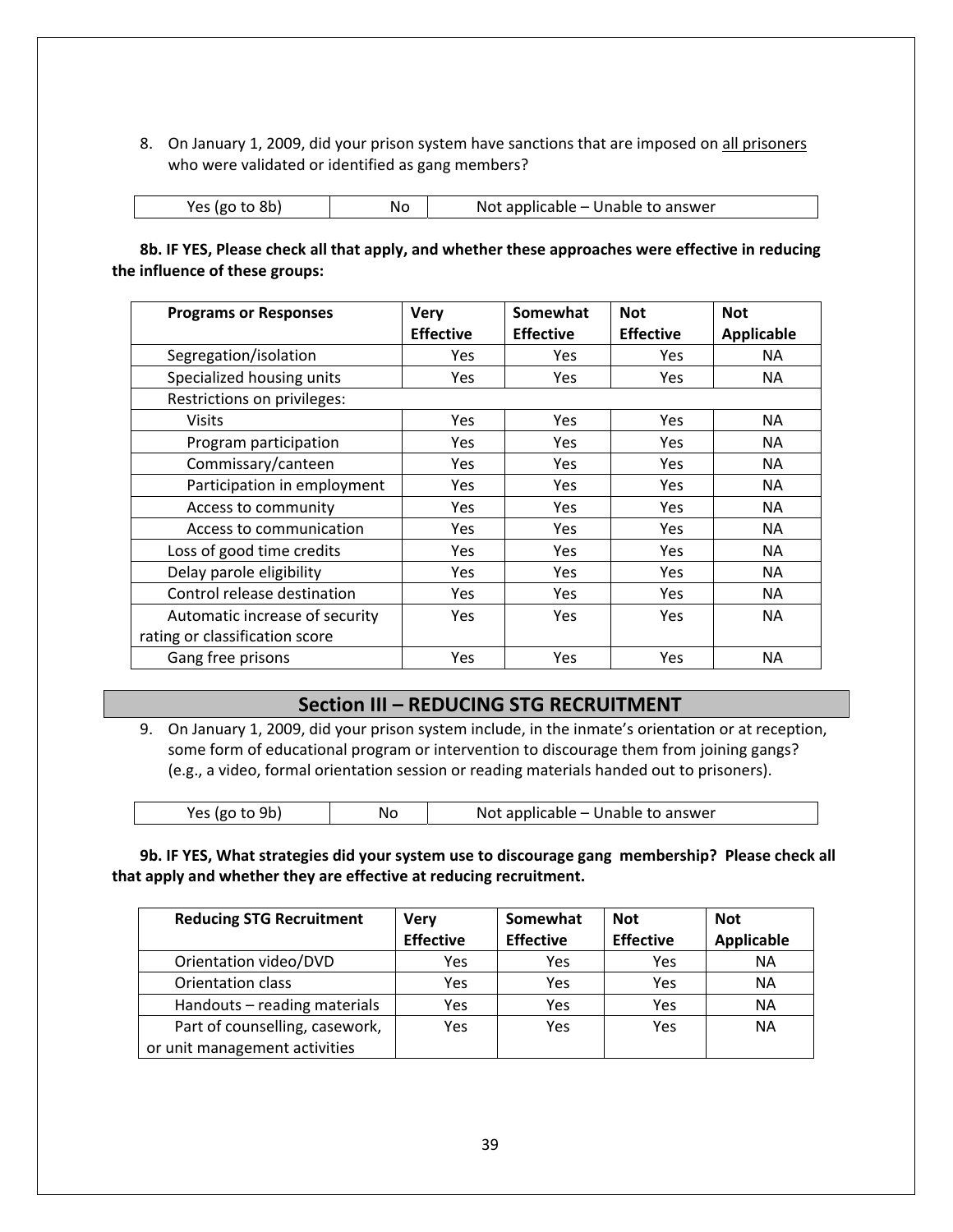8. On January 1, 2009, did your prison system have sanctions that are imposed on <u>all prisoners</u> who were validated or identified as gang members?

| Yes (go to 8b) | No | Not applicable – Unable to answer |
|---|---|---|

**8b. IF YES, Please check all that apply, and whether these approaches were effective in reducing the influence of these groups:**

| Programs or Responses | Very Effective | Somewhat Effective | Not Effective | Not Applicable |
|---|---|---|---|---|
| Segregation/isolation | Yes | Yes | Yes | NA |
| Specialized housing units | Yes | Yes | Yes | NA |
| Restrictions on privileges: | | | | |
| Visits | Yes | Yes | Yes | NA |
| Program participation | Yes | Yes | Yes | NA |
| Commissary/canteen | Yes | Yes | Yes | NA |
| Participation in employment | Yes | Yes | Yes | NA |
| Access to community | Yes | Yes | Yes | NA |
| Access to communication | Yes | Yes | Yes | NA |
| Loss of good time credits | Yes | Yes | Yes | NA |
| Delay parole eligibility | Yes | Yes | Yes | NA |
| Control release destination | Yes | Yes | Yes | NA |
| Automatic increase of security rating or classification score | Yes | Yes | Yes | NA |
| Gang free prisons | Yes | Yes | Yes | NA |

## Section III – REDUCING STG RECRUITMENT

9. On January 1, 2009, did your prison system include, in the inmate's orientation or at reception, some form of educational program or intervention to discourage them from joining gangs? (e.g., a video, formal orientation session or reading materials handed out to prisoners).

| Yes (go to 9b) | No | Not applicable – Unable to answer |
|---|---|---|

**9b. IF YES, What strategies did your system use to discourage gang membership? Please check all that apply and whether they are effective at reducing recruitment.**

| Reducing STG Recruitment | Very Effective | Somewhat Effective | Not Effective | Not Applicable |
|---|---|---|---|---|
| Orientation video/DVD | Yes | Yes | Yes | NA |
| Orientation class | Yes | Yes | Yes | NA |
| Handouts – reading materials | Yes | Yes | Yes | NA |
| Part of counselling, casework, or unit management activities | Yes | Yes | Yes | NA |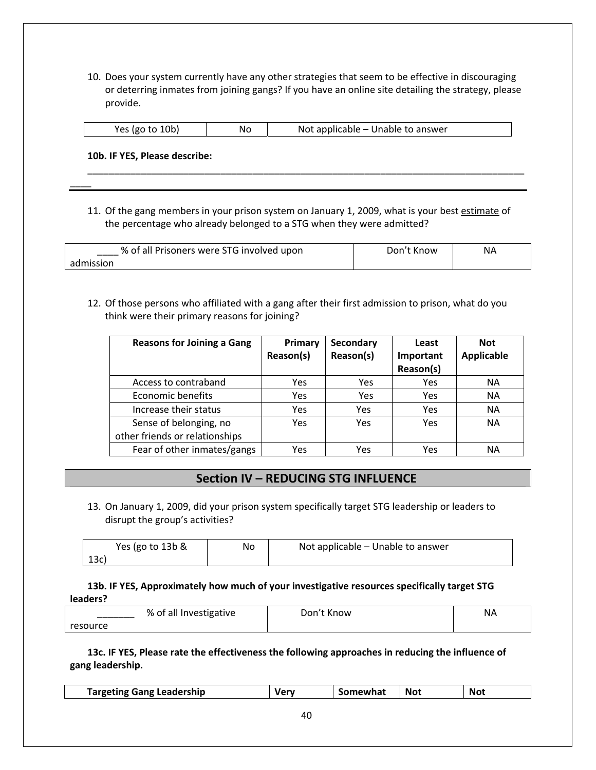10. Does your system currently have any other strategies that seem to be effective in discouraging or deterring inmates from joining gangs? If you have an online site detailing the strategy, please provide.

| Yes (go to 10b) | No | Not applicable – Unable to answer |
|---|---|---|

**10b. IF YES, Please describe:**

_______________________________________________________________________________________

11. Of the gang members in your prison system on January 1, 2009, what is your best <u>estimate</u> of the percentage who already belonged to a STG when they were admitted?

| ____ % of all Prisoners were STG involved upon admission | Don't Know | NA |
|---|---|---|

12. Of those persons who affiliated with a gang after their first admission to prison, what do you think were their primary reasons for joining?

| Reasons for Joining a Gang | Primary Reason(s) | Secondary Reason(s) | Least Important Reason(s) | Not Applicable |
|---|---|---|---|---|
| Access to contraband | Yes | Yes | Yes | NA |
| Economic benefits | Yes | Yes | Yes | NA |
| Increase their status | Yes | Yes | Yes | NA |
| Sense of belonging, no other friends or relationships | Yes | Yes | Yes | NA |
| Fear of other inmates/gangs | Yes | Yes | Yes | NA |

## Section IV – REDUCING STG INFLUENCE

13. On January 1, 2009, did your prison system specifically target STG leadership or leaders to disrupt the group's activities?

| Yes (go to 13b & 13c) | No | Not applicable – Unable to answer |
|---|---|---|

**13b. IF YES, Approximately how much of your investigative resources specifically target STG leaders?**

| _______ % of all Investigative resource | Don't Know | NA |
|---|---|---|

**13c. IF YES, Please rate the effectiveness the following approaches in reducing the influence of gang leadership.**

| Targeting Gang Leadership | Very | Somewhat | Not | Not |
|---|---|---|---|---|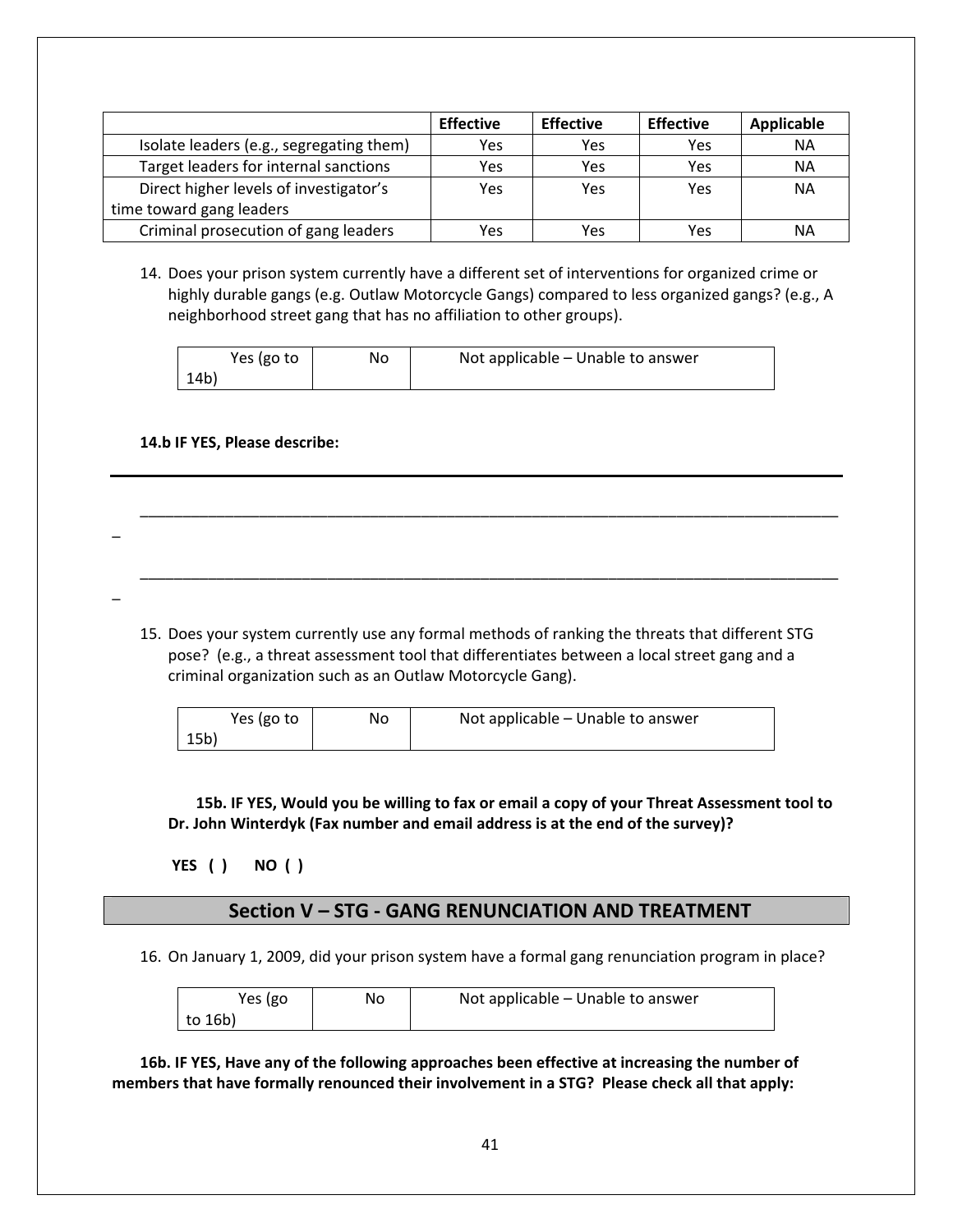| | Effective | Effective | Effective | Applicable |
|---|---|---|---|---|
| Isolate leaders (e.g., segregating them) | Yes | Yes | Yes | NA |
| Target leaders for internal sanctions | Yes | Yes | Yes | NA |
| Direct higher levels of investigator's time toward gang leaders | Yes | Yes | Yes | NA |
| Criminal prosecution of gang leaders | Yes | Yes | Yes | NA |

14. Does your prison system currently have a different set of interventions for organized crime or highly durable gangs (e.g. Outlaw Motorcycle Gangs) compared to less organized gangs? (e.g., A neighborhood street gang that has no affiliation to other groups).

| Yes (go to 14b) | No | Not applicable – Unable to answer |
|---|---|---|

**14.b IF YES, Please describe:**

___________________________________________________________________________________

___________________________________________________________________________________

15. Does your system currently use any formal methods of ranking the threats that different STG pose? (e.g., a threat assessment tool that differentiates between a local street gang and a criminal organization such as an Outlaw Motorcycle Gang).

| Yes (go to 15b) | No | Not applicable – Unable to answer |
|---|---|---|

**15b. IF YES, Would you be willing to fax or email a copy of your Threat Assessment tool to Dr. John Winterdyk (Fax number and email address is at the end of the survey)?**

**YES ( ) NO ( )**

## Section V – STG - GANG RENUNCIATION AND TREATMENT

16. On January 1, 2009, did your prison system have a formal gang renunciation program in place?

| Yes (go to 16b) | No | Not applicable – Unable to answer |
|---|---|---|

**16b. IF YES, Have any of the following approaches been effective at increasing the number of members that have formally renounced their involvement in a STG? Please check all that apply:**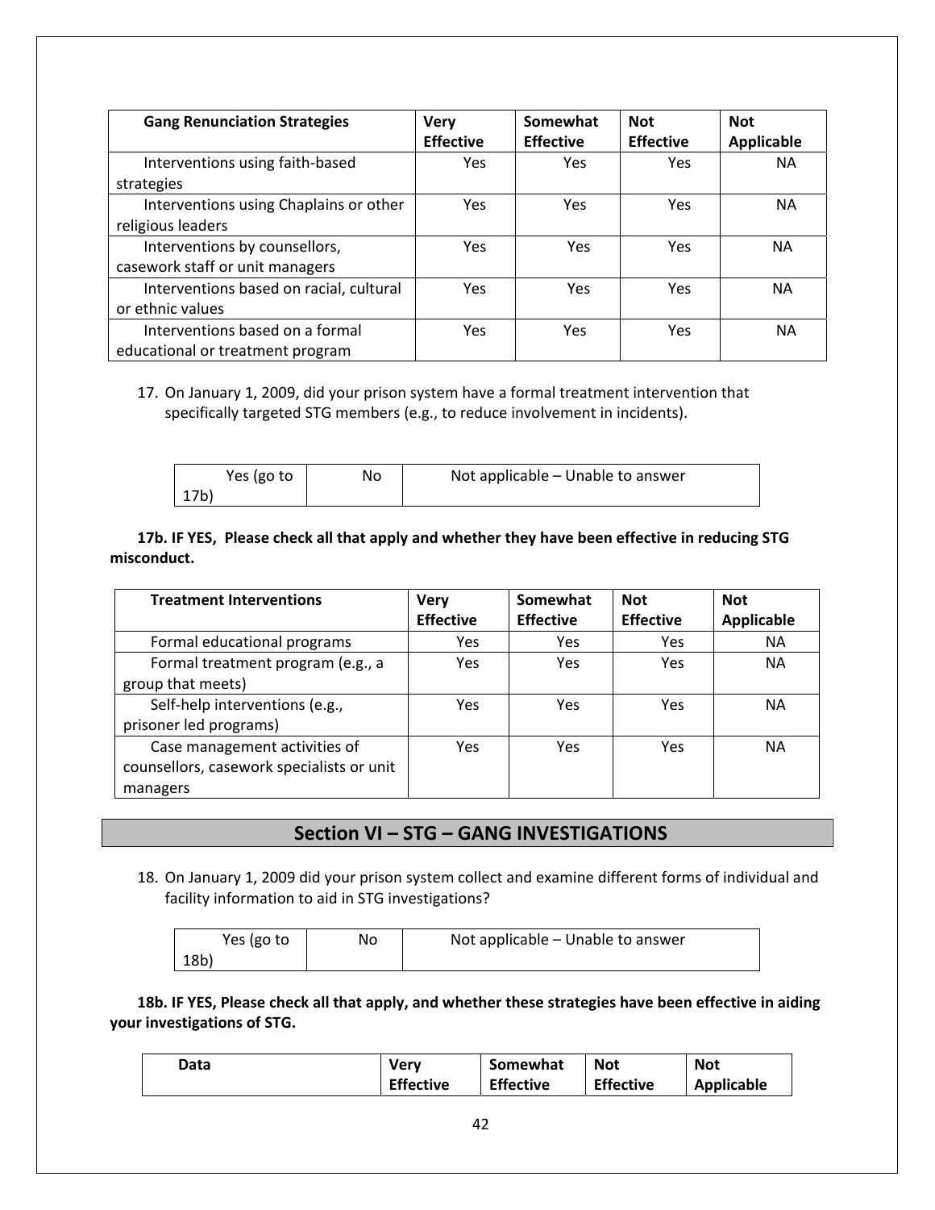| Gang Renunciation Strategies | Very Effective | Somewhat Effective | Not Effective | Not Applicable |
|---|---|---|---|---|
| Interventions using faith-based strategies | Yes | Yes | Yes | NA |
| Interventions using Chaplains or other religious leaders | Yes | Yes | Yes | NA |
| Interventions by counsellors, casework staff or unit managers | Yes | Yes | Yes | NA |
| Interventions based on racial, cultural or ethnic values | Yes | Yes | Yes | NA |
| Interventions based on a formal educational or treatment program | Yes | Yes | Yes | NA |

17. On January 1, 2009, did your prison system have a formal treatment intervention that specifically targeted STG members (e.g., to reduce involvement in incidents).

| Yes (go to 17b) | No | Not applicable – Unable to answer |
|---|---|---|

**17b. IF YES, Please check all that apply and whether they have been effective in reducing STG misconduct.**

| Treatment Interventions | Very Effective | Somewhat Effective | Not Effective | Not Applicable |
|---|---|---|---|---|
| Formal educational programs | Yes | Yes | Yes | NA |
| Formal treatment program (e.g., a group that meets) | Yes | Yes | Yes | NA |
| Self-help interventions (e.g., prisoner led programs) | Yes | Yes | Yes | NA |
| Case management activities of counsellors, casework specialists or unit managers | Yes | Yes | Yes | NA |

## Section VI – STG – GANG INVESTIGATIONS

18. On January 1, 2009 did your prison system collect and examine different forms of individual and facility information to aid in STG investigations?

| Yes (go to 18b) | No | Not applicable – Unable to answer |
|---|---|---|

**18b. IF YES, Please check all that apply, and whether these strategies have been effective in aiding your investigations of STG.**

| Data | Very Effective | Somewhat Effective | Not Effective | Not Applicable |
|---|---|---|---|---|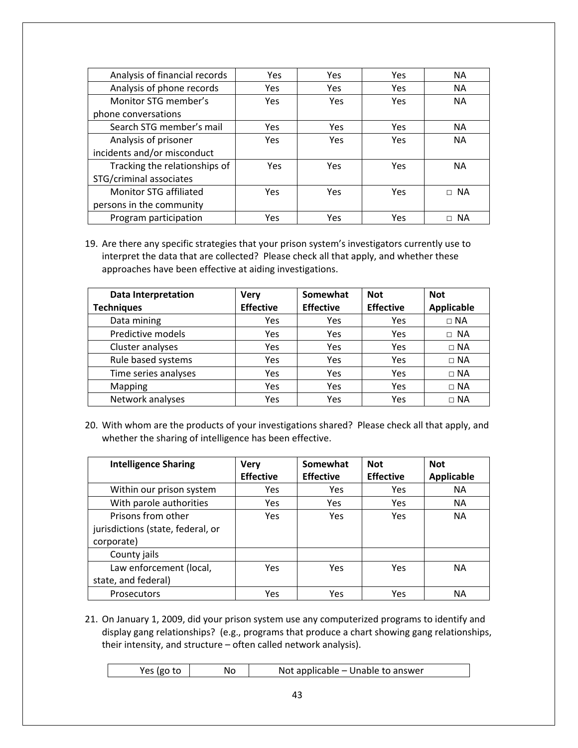| | | | | |
|---|---|---|---|---|
| Analysis of financial records | Yes | Yes | Yes | NA |
| Analysis of phone records | Yes | Yes | Yes | NA |
| Monitor STG member's phone conversations | Yes | Yes | Yes | NA |
| Search STG member's mail | Yes | Yes | Yes | NA |
| Analysis of prisoner incidents and/or misconduct | Yes | Yes | Yes | NA |
| Tracking the relationships of STG/criminal associates | Yes | Yes | Yes | NA |
| Monitor STG affiliated persons in the community | Yes | Yes | Yes | □ NA |
| Program participation | Yes | Yes | Yes | □ NA |

19. Are there any specific strategies that your prison system's investigators currently use to interpret the data that are collected? Please check all that apply, and whether these approaches have been effective at aiding investigations.

| Data Interpretation Techniques | Very Effective | Somewhat Effective | Not Effective | Not Applicable |
|---|---|---|---|---|
| Data mining | Yes | Yes | Yes | □ NA |
| Predictive models | Yes | Yes | Yes | □ NA |
| Cluster analyses | Yes | Yes | Yes | □ NA |
| Rule based systems | Yes | Yes | Yes | □ NA |
| Time series analyses | Yes | Yes | Yes | □ NA |
| Mapping | Yes | Yes | Yes | □ NA |
| Network analyses | Yes | Yes | Yes | □ NA |

20. With whom are the products of your investigations shared? Please check all that apply, and whether the sharing of intelligence has been effective.

| Intelligence Sharing | Very Effective | Somewhat Effective | Not Effective | Not Applicable |
|---|---|---|---|---|
| Within our prison system | Yes | Yes | Yes | NA |
| With parole authorities | Yes | Yes | Yes | NA |
| Prisons from other jurisdictions (state, federal, or corporate) | Yes | Yes | Yes | NA |
| County jails | | | | |
| Law enforcement (local, state, and federal) | Yes | Yes | Yes | NA |
| Prosecutors | Yes | Yes | Yes | NA |

21. On January 1, 2009, did your prison system use any computerized programs to identify and display gang relationships? (e.g., programs that produce a chart showing gang relationships, their intensity, and structure – often called network analysis).

| Yes (go to | No | Not applicable – Unable to answer |
|---|---|---|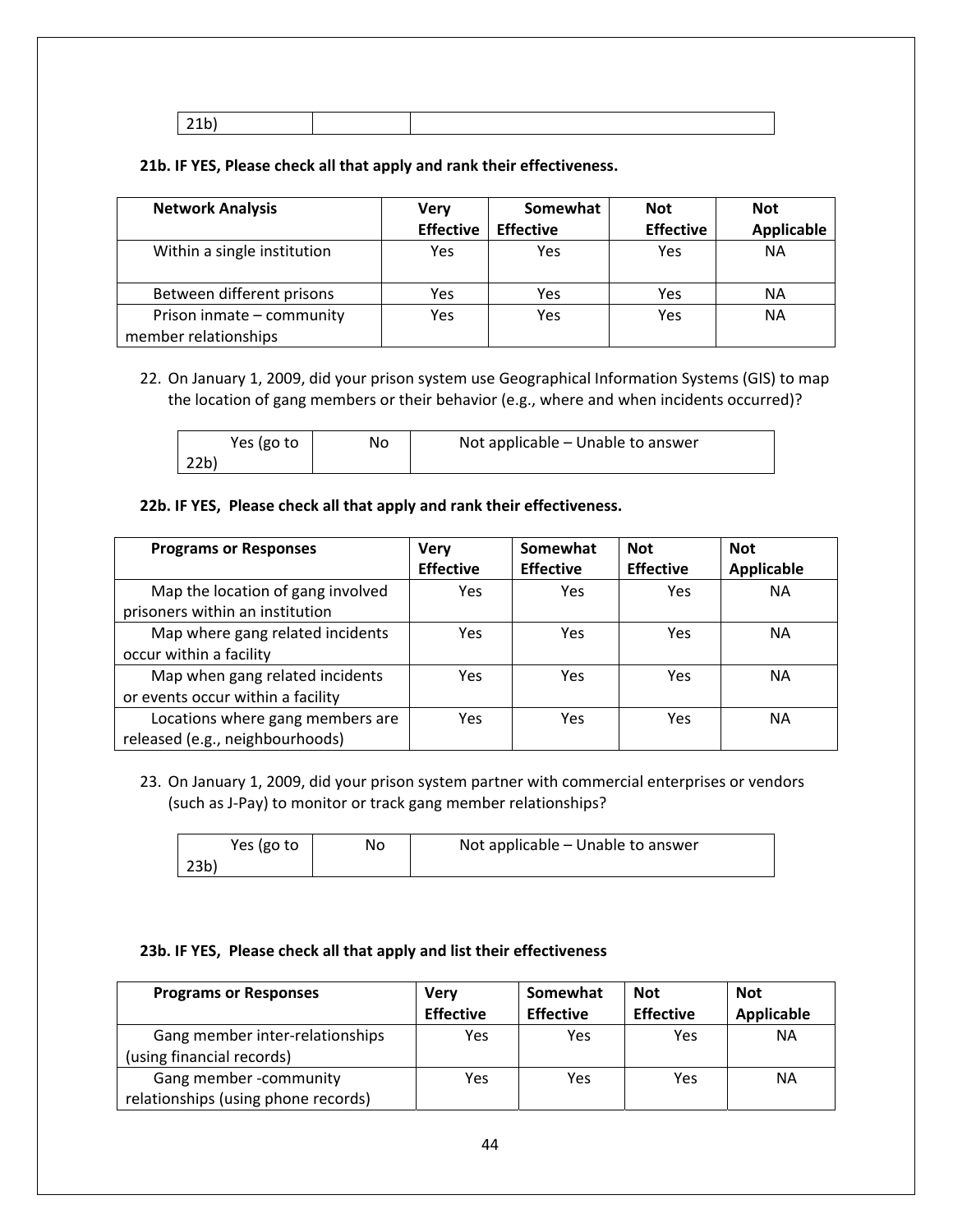| 21b) | | |
|---|---|---|

**21b. IF YES, Please check all that apply and rank their effectiveness.**

| Network Analysis | Very Effective | Somewhat Effective | Not Effective | Not Applicable |
|---|---|---|---|---|
| Within a single institution | Yes | Yes | Yes | NA |
| Between different prisons | Yes | Yes | Yes | NA |
| Prison inmate – community member relationships | Yes | Yes | Yes | NA |

22. On January 1, 2009, did your prison system use Geographical Information Systems (GIS) to map the location of gang members or their behavior (e.g., where and when incidents occurred)?

| Yes (go to 22b) | No | Not applicable – Unable to answer |
|---|---|---|

**22b. IF YES, Please check all that apply and rank their effectiveness.**

| Programs or Responses | Very Effective | Somewhat Effective | Not Effective | Not Applicable |
|---|---|---|---|---|
| Map the location of gang involved prisoners within an institution | Yes | Yes | Yes | NA |
| Map where gang related incidents occur within a facility | Yes | Yes | Yes | NA |
| Map when gang related incidents or events occur within a facility | Yes | Yes | Yes | NA |
| Locations where gang members are released (e.g., neighbourhoods) | Yes | Yes | Yes | NA |

23. On January 1, 2009, did your prison system partner with commercial enterprises or vendors (such as J-Pay) to monitor or track gang member relationships?

| Yes (go to 23b) | No | Not applicable – Unable to answer |
|---|---|---|

**23b. IF YES, Please check all that apply and list their effectiveness**

| Programs or Responses | Very Effective | Somewhat Effective | Not Effective | Not Applicable |
|---|---|---|---|---|
| Gang member inter-relationships (using financial records) | Yes | Yes | Yes | NA |
| Gang member -community relationships (using phone records) | Yes | Yes | Yes | NA |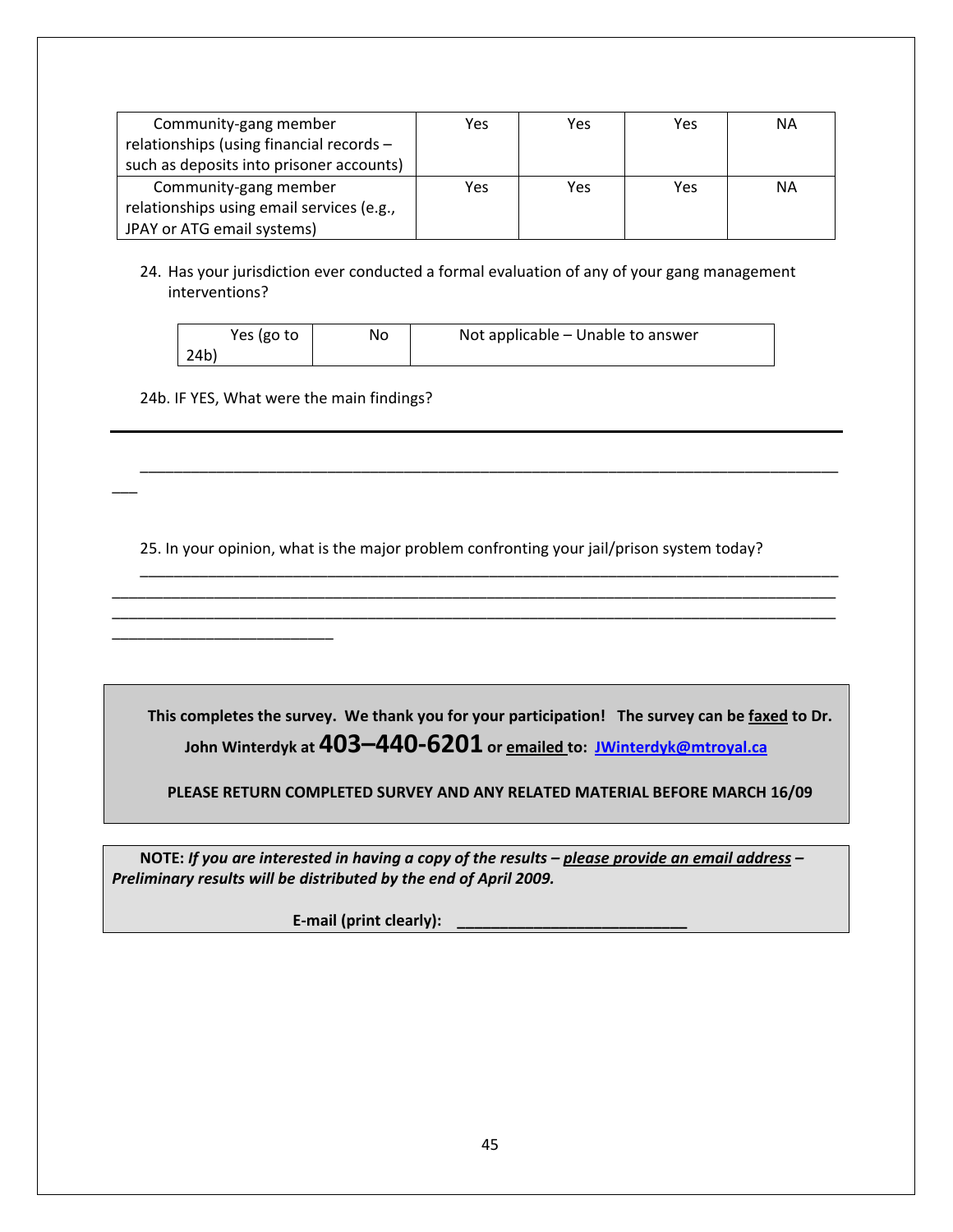| | | | | |
|---|---|---|---|---|
| Community-gang member relationships (using financial records – such as deposits into prisoner accounts) | Yes | Yes | Yes | NA |
| Community-gang member relationships using email services (e.g., JPAY or ATG email systems) | Yes | Yes | Yes | NA |

24. Has your jurisdiction ever conducted a formal evaluation of any of your gang management interventions?

| | | |
|---|---|---|
| Yes (go to 24b) | No | Not applicable – Unable to answer |

24b. IF YES, What were the main findings?

---

______________________________________________________________________________________

25. In your opinion, what is the major problem confronting your jail/prison system today?

______________________________________________________________________________________
______________________________________________________________________________________
______________________________________________________________________________________
__________________________

**This completes the survey. We thank you for your participation! The survey can be faxed to Dr. John Winterdyk at 403–440-6201 or emailed to: JWinterdyk@mtroyal.ca**

**PLEASE RETURN COMPLETED SURVEY AND ANY RELATED MATERIAL BEFORE MARCH 16/09**

**NOTE:** ***If you are interested in having a copy of the results – please provide an email address – Preliminary results will be distributed by the end of April 2009.***

**E-mail (print clearly): ___________________________**